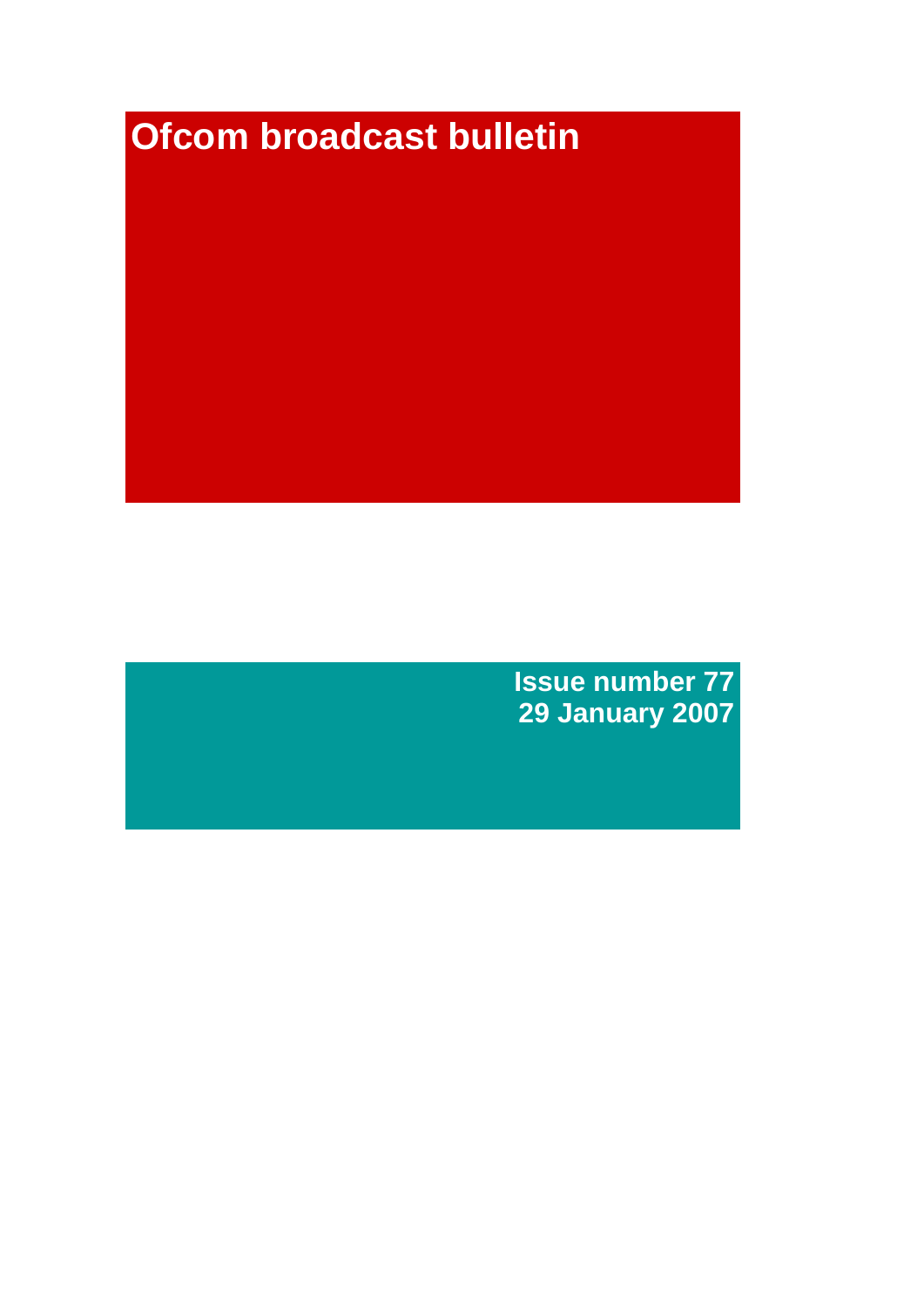# Ofcom broadcast bulletin

**Issue number 77**
**29 January 2007**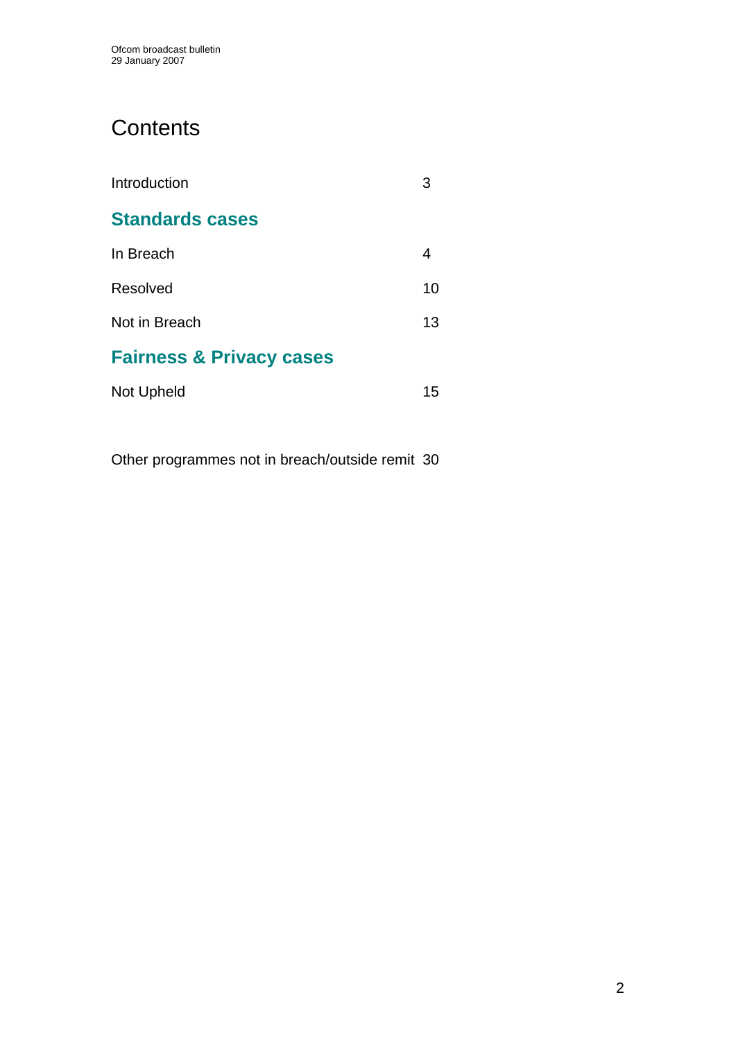# Contents

| | |
|---|---|
| Introduction | 3 |

## Standards cases

| | |
|---|---|
| In Breach | 4 |
| Resolved | 10 |
| Not in Breach | 13 |

## Fairness & Privacy cases

| | |
|---|---|
| Not Upheld | 15 |

| | |
|---|---|
| Other programmes not in breach/outside remit | 30 |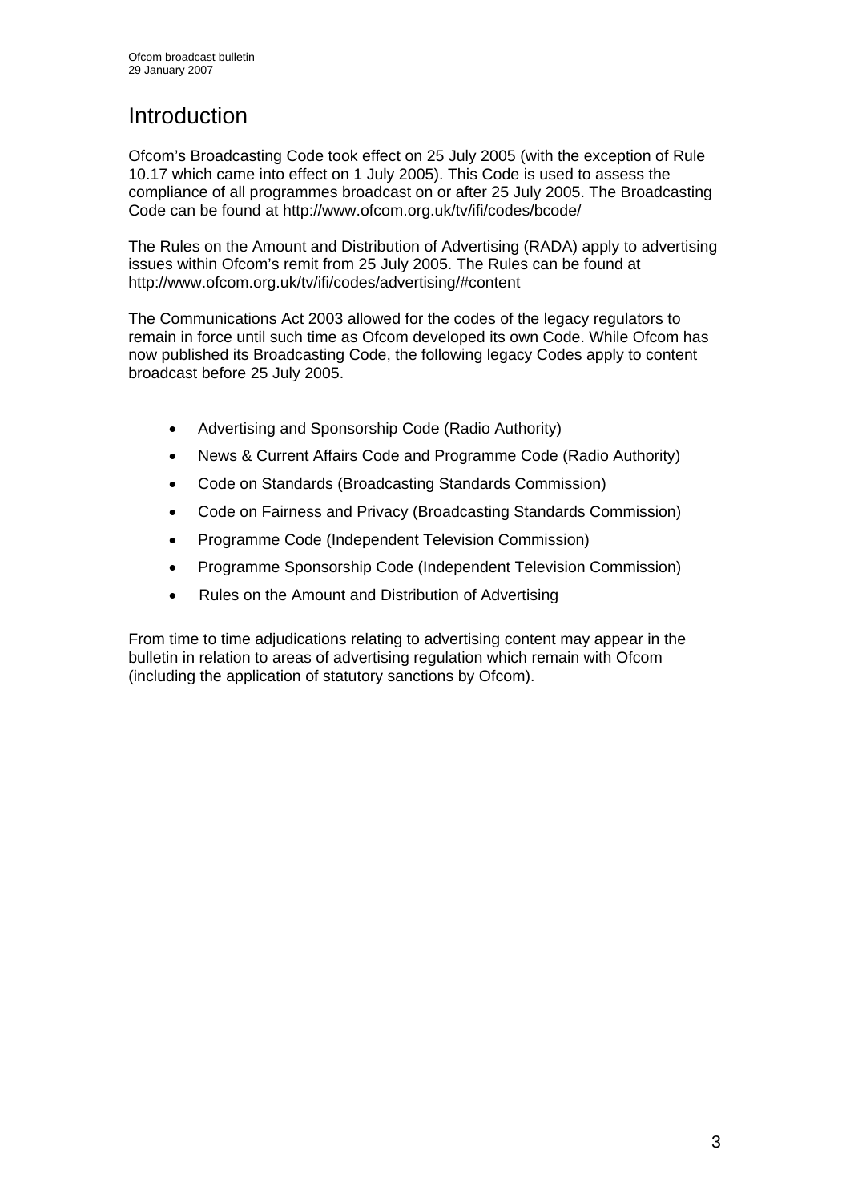# Introduction

Ofcom's Broadcasting Code took effect on 25 July 2005 (with the exception of Rule 10.17 which came into effect on 1 July 2005). This Code is used to assess the compliance of all programmes broadcast on or after 25 July 2005. The Broadcasting Code can be found at http://www.ofcom.org.uk/tv/ifi/codes/bcode/

The Rules on the Amount and Distribution of Advertising (RADA) apply to advertising issues within Ofcom's remit from 25 July 2005. The Rules can be found at http://www.ofcom.org.uk/tv/ifi/codes/advertising/#content

The Communications Act 2003 allowed for the codes of the legacy regulators to remain in force until such time as Ofcom developed its own Code. While Ofcom has now published its Broadcasting Code, the following legacy Codes apply to content broadcast before 25 July 2005.

- Advertising and Sponsorship Code (Radio Authority)
- News & Current Affairs Code and Programme Code (Radio Authority)
- Code on Standards (Broadcasting Standards Commission)
- Code on Fairness and Privacy (Broadcasting Standards Commission)
- Programme Code (Independent Television Commission)
- Programme Sponsorship Code (Independent Television Commission)
- Rules on the Amount and Distribution of Advertising

From time to time adjudications relating to advertising content may appear in the bulletin in relation to areas of advertising regulation which remain with Ofcom (including the application of statutory sanctions by Ofcom).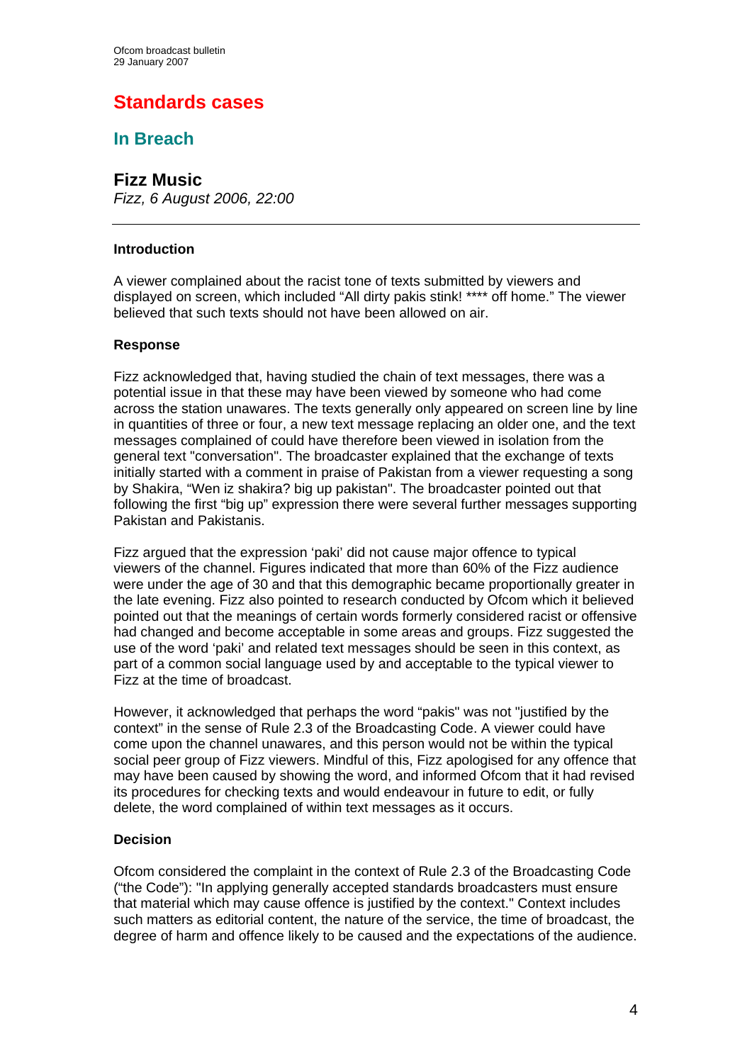# Standards cases

## In Breach

### Fizz Music

*Fizz, 6 August 2006, 22:00*

---

**Introduction**

A viewer complained about the racist tone of texts submitted by viewers and displayed on screen, which included "All dirty pakis stink! **** off home." The viewer believed that such texts should not have been allowed on air.

**Response**

Fizz acknowledged that, having studied the chain of text messages, there was a potential issue in that these may have been viewed by someone who had come across the station unawares. The texts generally only appeared on screen line by line in quantities of three or four, a new text message replacing an older one, and the text messages complained of could have therefore been viewed in isolation from the general text "conversation". The broadcaster explained that the exchange of texts initially started with a comment in praise of Pakistan from a viewer requesting a song by Shakira, "Wen iz shakira? big up pakistan". The broadcaster pointed out that following the first "big up" expression there were several further messages supporting Pakistan and Pakistanis.

Fizz argued that the expression 'paki' did not cause major offence to typical viewers of the channel. Figures indicated that more than 60% of the Fizz audience were under the age of 30 and that this demographic became proportionally greater in the late evening. Fizz also pointed to research conducted by Ofcom which it believed pointed out that the meanings of certain words formerly considered racist or offensive had changed and become acceptable in some areas and groups. Fizz suggested the use of the word 'paki' and related text messages should be seen in this context, as part of a common social language used by and acceptable to the typical viewer to Fizz at the time of broadcast.

However, it acknowledged that perhaps the word "pakis" was not "justified by the context" in the sense of Rule 2.3 of the Broadcasting Code. A viewer could have come upon the channel unawares, and this person would not be within the typical social peer group of Fizz viewers. Mindful of this, Fizz apologised for any offence that may have been caused by showing the word, and informed Ofcom that it had revised its procedures for checking texts and would endeavour in future to edit, or fully delete, the word complained of within text messages as it occurs.

**Decision**

Ofcom considered the complaint in the context of Rule 2.3 of the Broadcasting Code ("the Code"): "In applying generally accepted standards broadcasters must ensure that material which may cause offence is justified by the context." Context includes such matters as editorial content, the nature of the service, the time of broadcast, the degree of harm and offence likely to be caused and the expectations of the audience.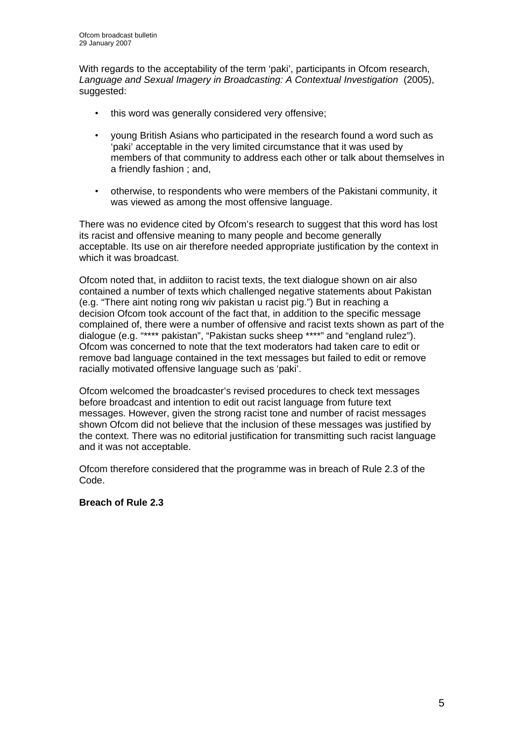With regards to the acceptability of the term 'paki', participants in Ofcom research, *Language and Sexual Imagery in Broadcasting: A Contextual Investigation* (2005), suggested:

- this word was generally considered very offensive;
- young British Asians who participated in the research found a word such as 'paki' acceptable in the very limited circumstance that it was used by members of that community to address each other or talk about themselves in a friendly fashion ; and,
- otherwise, to respondents who were members of the Pakistani community, it was viewed as among the most offensive language.

There was no evidence cited by Ofcom's research to suggest that this word has lost its racist and offensive meaning to many people and become generally acceptable. Its use on air therefore needed appropriate justification by the context in which it was broadcast.

Ofcom noted that, in addiiton to racist texts, the text dialogue shown on air also contained a number of texts which challenged negative statements about Pakistan (e.g. "There aint noting rong wiv pakistan u racist pig.") But in reaching a decision Ofcom took account of the fact that, in addition to the specific message complained of, there were a number of offensive and racist texts shown as part of the dialogue (e.g. "**** pakistan", "Pakistan sucks sheep ****" and "england rulez"). Ofcom was concerned to note that the text moderators had taken care to edit or remove bad language contained in the text messages but failed to edit or remove racially motivated offensive language such as 'paki'.

Ofcom welcomed the broadcaster's revised procedures to check text messages before broadcast and intention to edit out racist language from future text messages. However, given the strong racist tone and number of racist messages shown Ofcom did not believe that the inclusion of these messages was justified by the context. There was no editorial justification for transmitting such racist language and it was not acceptable.

Ofcom therefore considered that the programme was in breach of Rule 2.3 of the Code.

**Breach of Rule 2.3**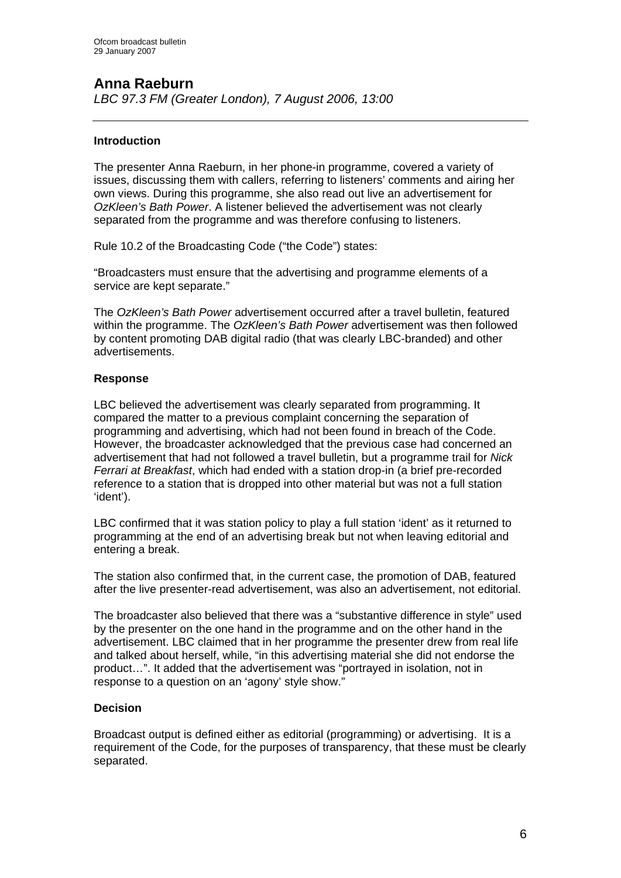## Anna Raeburn

*LBC 97.3 FM (Greater London), 7 August 2006, 13:00*

---

### Introduction

The presenter Anna Raeburn, in her phone-in programme, covered a variety of issues, discussing them with callers, referring to listeners' comments and airing her own views. During this programme, she also read out live an advertisement for *OzKleen's Bath Power*. A listener believed the advertisement was not clearly separated from the programme and was therefore confusing to listeners.

Rule 10.2 of the Broadcasting Code ("the Code") states:

"Broadcasters must ensure that the advertising and programme elements of a service are kept separate."

The *OzKleen's Bath Power* advertisement occurred after a travel bulletin, featured within the programme. The *OzKleen's Bath Power* advertisement was then followed by content promoting DAB digital radio (that was clearly LBC-branded) and other advertisements.

### Response

LBC believed the advertisement was clearly separated from programming. It compared the matter to a previous complaint concerning the separation of programming and advertising, which had not been found in breach of the Code. However, the broadcaster acknowledged that the previous case had concerned an advertisement that had not followed a travel bulletin, but a programme trail for *Nick Ferrari at Breakfast*, which had ended with a station drop-in (a brief pre-recorded reference to a station that is dropped into other material but was not a full station 'ident').

LBC confirmed that it was station policy to play a full station 'ident' as it returned to programming at the end of an advertising break but not when leaving editorial and entering a break.

The station also confirmed that, in the current case, the promotion of DAB, featured after the live presenter-read advertisement, was also an advertisement, not editorial.

The broadcaster also believed that there was a "substantive difference in style" used by the presenter on the one hand in the programme and on the other hand in the advertisement. LBC claimed that in her programme the presenter drew from real life and talked about herself, while, "in this advertising material she did not endorse the product…". It added that the advertisement was "portrayed in isolation, not in response to a question on an 'agony' style show."

### Decision

Broadcast output is defined either as editorial (programming) or advertising. It is a requirement of the Code, for the purposes of transparency, that these must be clearly separated.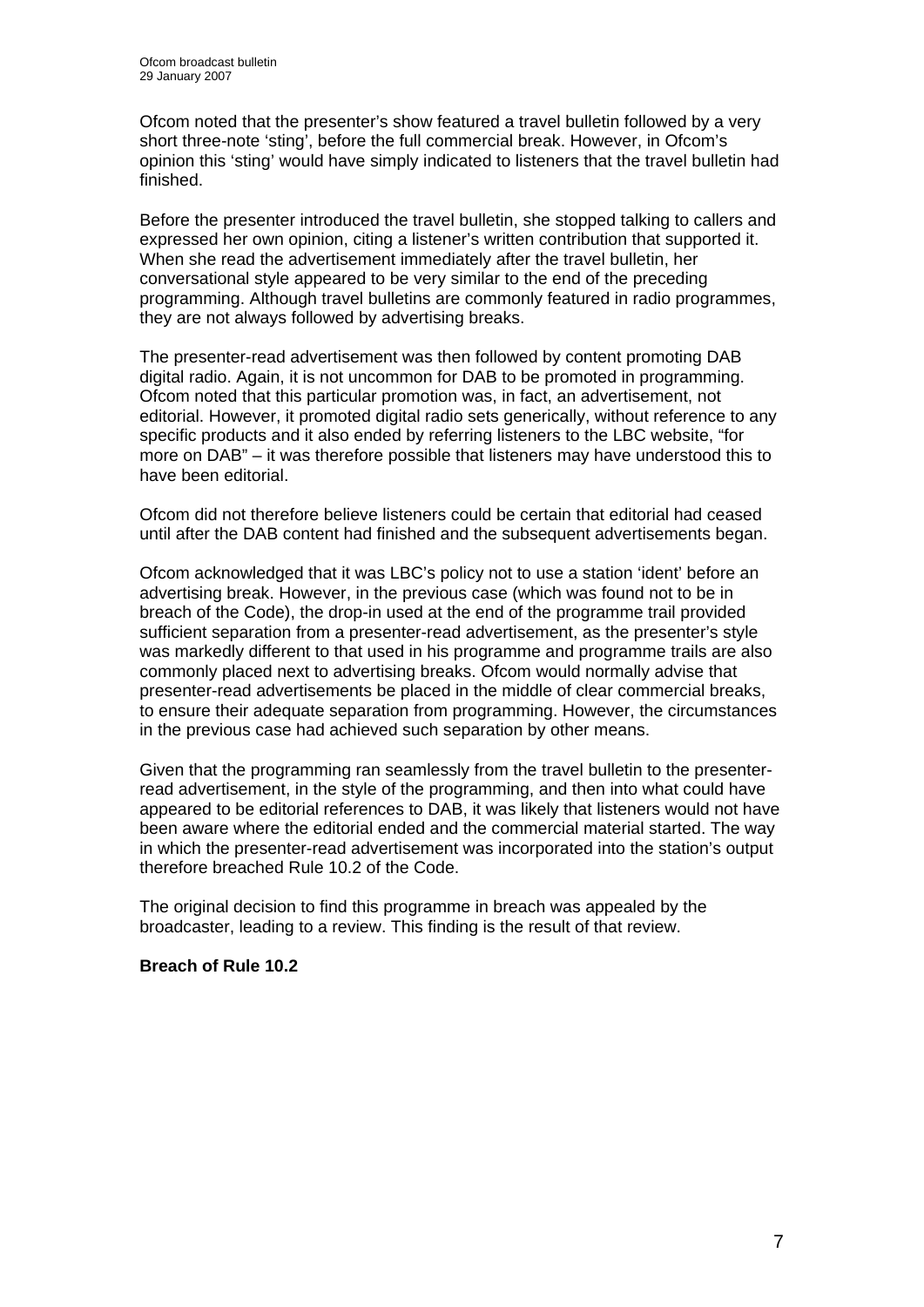Ofcom noted that the presenter's show featured a travel bulletin followed by a very short three-note 'sting', before the full commercial break. However, in Ofcom's opinion this 'sting' would have simply indicated to listeners that the travel bulletin had finished.

Before the presenter introduced the travel bulletin, she stopped talking to callers and expressed her own opinion, citing a listener's written contribution that supported it. When she read the advertisement immediately after the travel bulletin, her conversational style appeared to be very similar to the end of the preceding programming. Although travel bulletins are commonly featured in radio programmes, they are not always followed by advertising breaks.

The presenter-read advertisement was then followed by content promoting DAB digital radio. Again, it is not uncommon for DAB to be promoted in programming. Ofcom noted that this particular promotion was, in fact, an advertisement, not editorial. However, it promoted digital radio sets generically, without reference to any specific products and it also ended by referring listeners to the LBC website, "for more on DAB" – it was therefore possible that listeners may have understood this to have been editorial.

Ofcom did not therefore believe listeners could be certain that editorial had ceased until after the DAB content had finished and the subsequent advertisements began.

Ofcom acknowledged that it was LBC's policy not to use a station 'ident' before an advertising break. However, in the previous case (which was found not to be in breach of the Code), the drop-in used at the end of the programme trail provided sufficient separation from a presenter-read advertisement, as the presenter's style was markedly different to that used in his programme and programme trails are also commonly placed next to advertising breaks. Ofcom would normally advise that presenter-read advertisements be placed in the middle of clear commercial breaks, to ensure their adequate separation from programming. However, the circumstances in the previous case had achieved such separation by other means.

Given that the programming ran seamlessly from the travel bulletin to the presenter-read advertisement, in the style of the programming, and then into what could have appeared to be editorial references to DAB, it was likely that listeners would not have been aware where the editorial ended and the commercial material started. The way in which the presenter-read advertisement was incorporated into the station's output therefore breached Rule 10.2 of the Code.

The original decision to find this programme in breach was appealed by the broadcaster, leading to a review. This finding is the result of that review.

**Breach of Rule 10.2**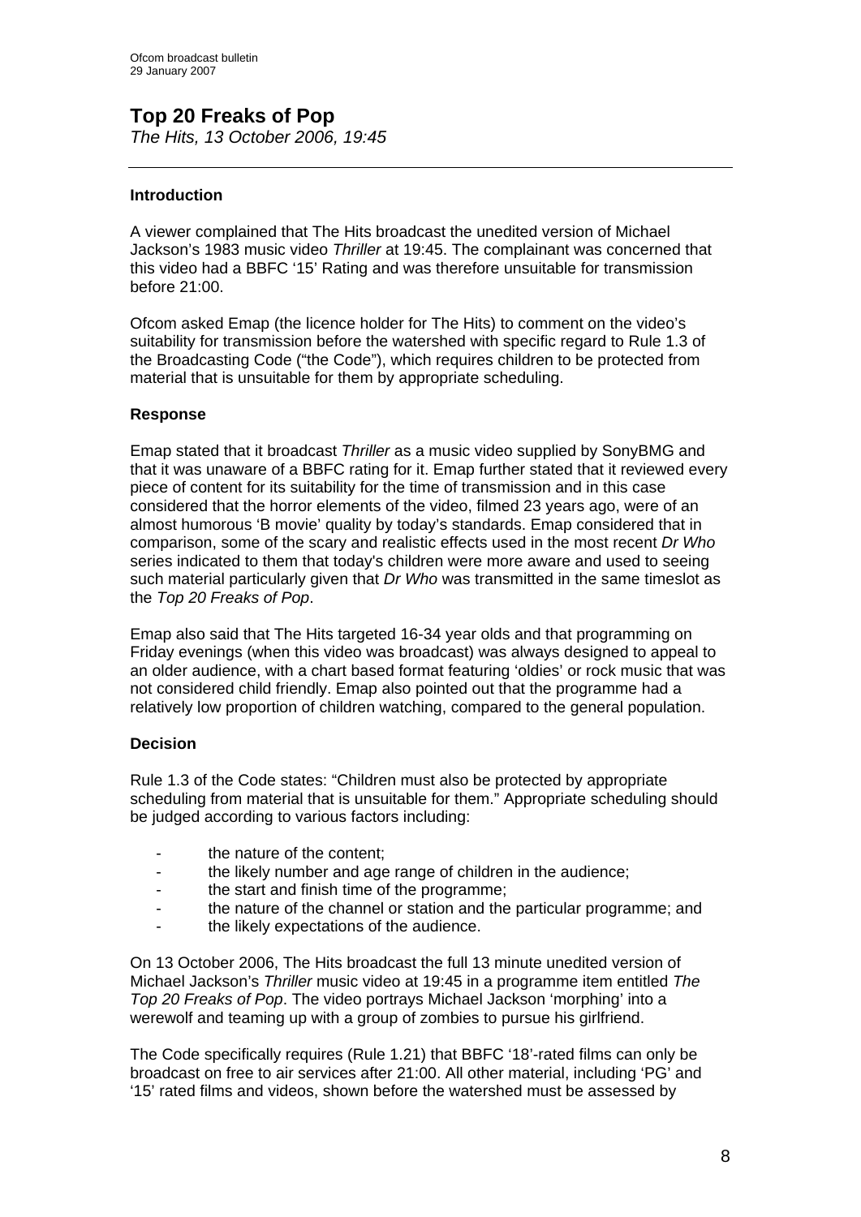# Top 20 Freaks of Pop

*The Hits, 13 October 2006, 19:45*

---

### Introduction

A viewer complained that The Hits broadcast the unedited version of Michael Jackson's 1983 music video *Thriller* at 19:45. The complainant was concerned that this video had a BBFC '15' Rating and was therefore unsuitable for transmission before 21:00.

Ofcom asked Emap (the licence holder for The Hits) to comment on the video's suitability for transmission before the watershed with specific regard to Rule 1.3 of the Broadcasting Code ("the Code"), which requires children to be protected from material that is unsuitable for them by appropriate scheduling.

### Response

Emap stated that it broadcast *Thriller* as a music video supplied by SonyBMG and that it was unaware of a BBFC rating for it. Emap further stated that it reviewed every piece of content for its suitability for the time of transmission and in this case considered that the horror elements of the video, filmed 23 years ago, were of an almost humorous 'B movie' quality by today's standards. Emap considered that in comparison, some of the scary and realistic effects used in the most recent *Dr Who* series indicated to them that today's children were more aware and used to seeing such material particularly given that *Dr Who* was transmitted in the same timeslot as the *Top 20 Freaks of Pop*.

Emap also said that The Hits targeted 16-34 year olds and that programming on Friday evenings (when this video was broadcast) was always designed to appeal to an older audience, with a chart based format featuring 'oldies' or rock music that was not considered child friendly. Emap also pointed out that the programme had a relatively low proportion of children watching, compared to the general population.

### Decision

Rule 1.3 of the Code states: "Children must also be protected by appropriate scheduling from material that is unsuitable for them." Appropriate scheduling should be judged according to various factors including:

- the nature of the content;
- the likely number and age range of children in the audience;
- the start and finish time of the programme;
- the nature of the channel or station and the particular programme; and
- the likely expectations of the audience.

On 13 October 2006, The Hits broadcast the full 13 minute unedited version of Michael Jackson's *Thriller* music video at 19:45 in a programme item entitled *The Top 20 Freaks of Pop*. The video portrays Michael Jackson 'morphing' into a werewolf and teaming up with a group of zombies to pursue his girlfriend.

The Code specifically requires (Rule 1.21) that BBFC '18'-rated films can only be broadcast on free to air services after 21:00. All other material, including 'PG' and '15' rated films and videos, shown before the watershed must be assessed by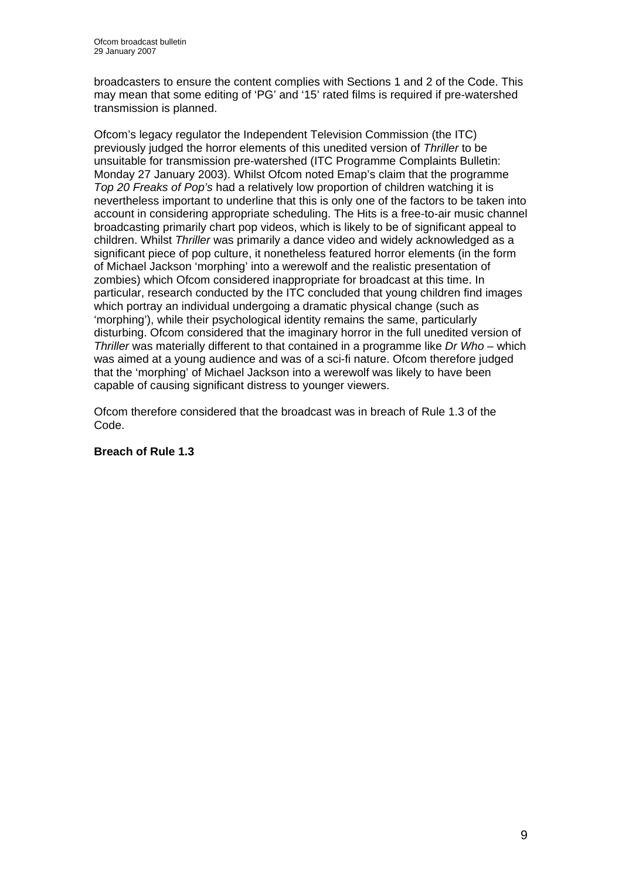broadcasters to ensure the content complies with Sections 1 and 2 of the Code. This may mean that some editing of 'PG' and '15' rated films is required if pre-watershed transmission is planned.

Ofcom's legacy regulator the Independent Television Commission (the ITC) previously judged the horror elements of this unedited version of *Thriller* to be unsuitable for transmission pre-watershed (ITC Programme Complaints Bulletin: Monday 27 January 2003). Whilst Ofcom noted Emap's claim that the programme *Top 20 Freaks of Pop's* had a relatively low proportion of children watching it is nevertheless important to underline that this is only one of the factors to be taken into account in considering appropriate scheduling. The Hits is a free-to-air music channel broadcasting primarily chart pop videos, which is likely to be of significant appeal to children. Whilst *Thriller* was primarily a dance video and widely acknowledged as a significant piece of pop culture, it nonetheless featured horror elements (in the form of Michael Jackson 'morphing' into a werewolf and the realistic presentation of zombies) which Ofcom considered inappropriate for broadcast at this time. In particular, research conducted by the ITC concluded that young children find images which portray an individual undergoing a dramatic physical change (such as 'morphing'), while their psychological identity remains the same, particularly disturbing. Ofcom considered that the imaginary horror in the full unedited version of *Thriller* was materially different to that contained in a programme like *Dr Who* – which was aimed at a young audience and was of a sci-fi nature. Ofcom therefore judged that the 'morphing' of Michael Jackson into a werewolf was likely to have been capable of causing significant distress to younger viewers.

Ofcom therefore considered that the broadcast was in breach of Rule 1.3 of the Code.

**Breach of Rule 1.3**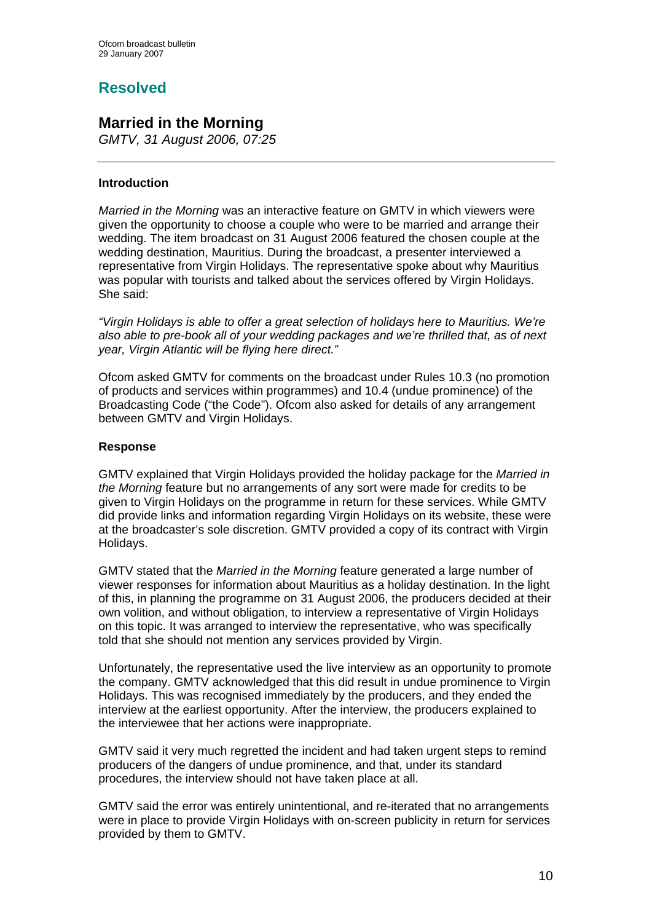## Resolved

## Married in the Morning

*GMTV, 31 August 2006, 07:25*

---

### Introduction

*Married in the Morning* was an interactive feature on GMTV in which viewers were given the opportunity to choose a couple who were to be married and arrange their wedding. The item broadcast on 31 August 2006 featured the chosen couple at the wedding destination, Mauritius. During the broadcast, a presenter interviewed a representative from Virgin Holidays. The representative spoke about why Mauritius was popular with tourists and talked about the services offered by Virgin Holidays. She said:

*"Virgin Holidays is able to offer a great selection of holidays here to Mauritius. We're also able to pre-book all of your wedding packages and we're thrilled that, as of next year, Virgin Atlantic will be flying here direct."*

Ofcom asked GMTV for comments on the broadcast under Rules 10.3 (no promotion of products and services within programmes) and 10.4 (undue prominence) of the Broadcasting Code ("the Code"). Ofcom also asked for details of any arrangement between GMTV and Virgin Holidays.

### Response

GMTV explained that Virgin Holidays provided the holiday package for the *Married in the Morning* feature but no arrangements of any sort were made for credits to be given to Virgin Holidays on the programme in return for these services. While GMTV did provide links and information regarding Virgin Holidays on its website, these were at the broadcaster's sole discretion. GMTV provided a copy of its contract with Virgin Holidays.

GMTV stated that the *Married in the Morning* feature generated a large number of viewer responses for information about Mauritius as a holiday destination. In the light of this, in planning the programme on 31 August 2006, the producers decided at their own volition, and without obligation, to interview a representative of Virgin Holidays on this topic. It was arranged to interview the representative, who was specifically told that she should not mention any services provided by Virgin.

Unfortunately, the representative used the live interview as an opportunity to promote the company. GMTV acknowledged that this did result in undue prominence to Virgin Holidays. This was recognised immediately by the producers, and they ended the interview at the earliest opportunity. After the interview, the producers explained to the interviewee that her actions were inappropriate.

GMTV said it very much regretted the incident and had taken urgent steps to remind producers of the dangers of undue prominence, and that, under its standard procedures, the interview should not have taken place at all.

GMTV said the error was entirely unintentional, and re-iterated that no arrangements were in place to provide Virgin Holidays with on-screen publicity in return for services provided by them to GMTV.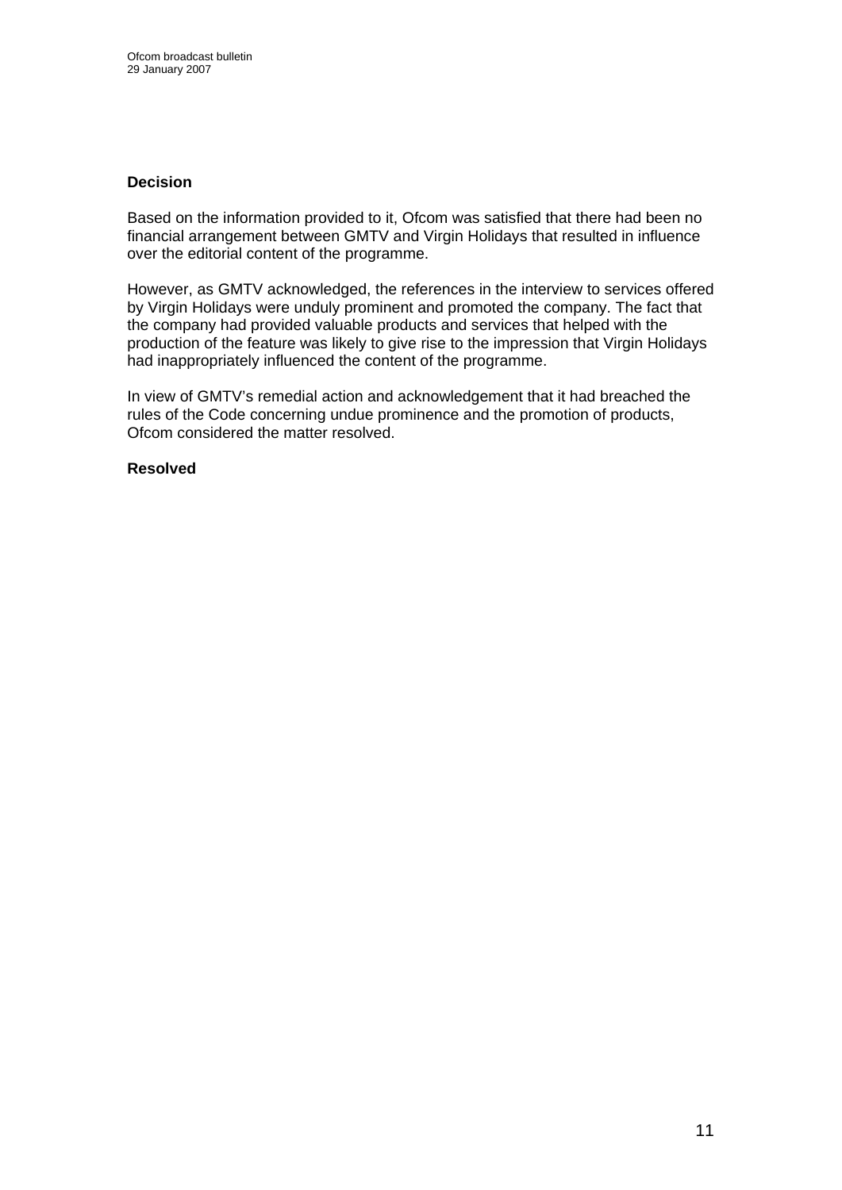### Decision

Based on the information provided to it, Ofcom was satisfied that there had been no financial arrangement between GMTV and Virgin Holidays that resulted in influence over the editorial content of the programme.

However, as GMTV acknowledged, the references in the interview to services offered by Virgin Holidays were unduly prominent and promoted the company. The fact that the company had provided valuable products and services that helped with the production of the feature was likely to give rise to the impression that Virgin Holidays had inappropriately influenced the content of the programme.

In view of GMTV's remedial action and acknowledgement that it had breached the rules of the Code concerning undue prominence and the promotion of products, Ofcom considered the matter resolved.

**Resolved**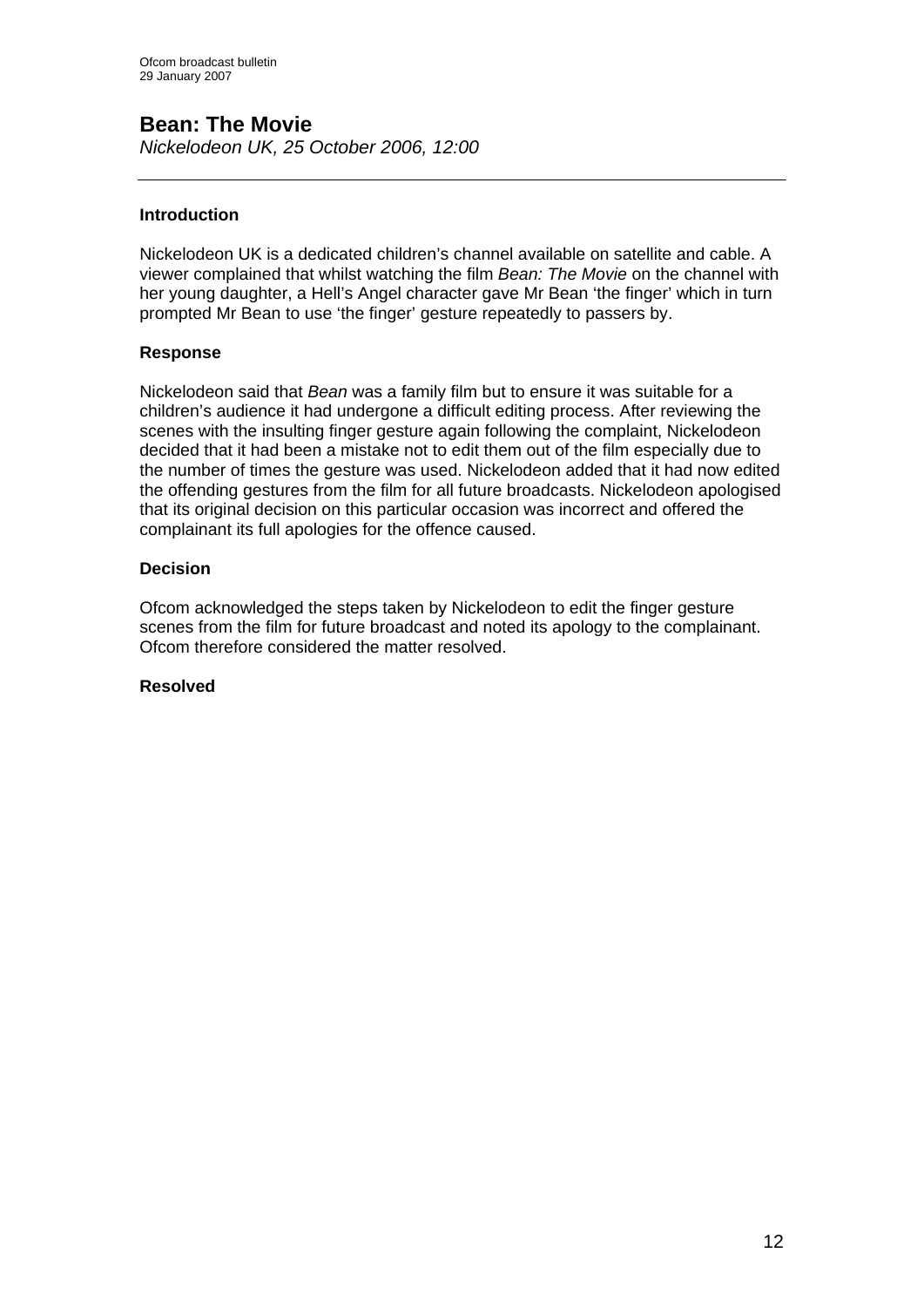## Bean: The Movie

*Nickelodeon UK, 25 October 2006, 12:00*

---

### Introduction

Nickelodeon UK is a dedicated children's channel available on satellite and cable. A viewer complained that whilst watching the film *Bean: The Movie* on the channel with her young daughter, a Hell's Angel character gave Mr Bean 'the finger' which in turn prompted Mr Bean to use 'the finger' gesture repeatedly to passers by.

### Response

Nickelodeon said that *Bean* was a family film but to ensure it was suitable for a children's audience it had undergone a difficult editing process. After reviewing the scenes with the insulting finger gesture again following the complaint, Nickelodeon decided that it had been a mistake not to edit them out of the film especially due to the number of times the gesture was used. Nickelodeon added that it had now edited the offending gestures from the film for all future broadcasts. Nickelodeon apologised that its original decision on this particular occasion was incorrect and offered the complainant its full apologies for the offence caused.

### Decision

Ofcom acknowledged the steps taken by Nickelodeon to edit the finger gesture scenes from the film for future broadcast and noted its apology to the complainant. Ofcom therefore considered the matter resolved.

**Resolved**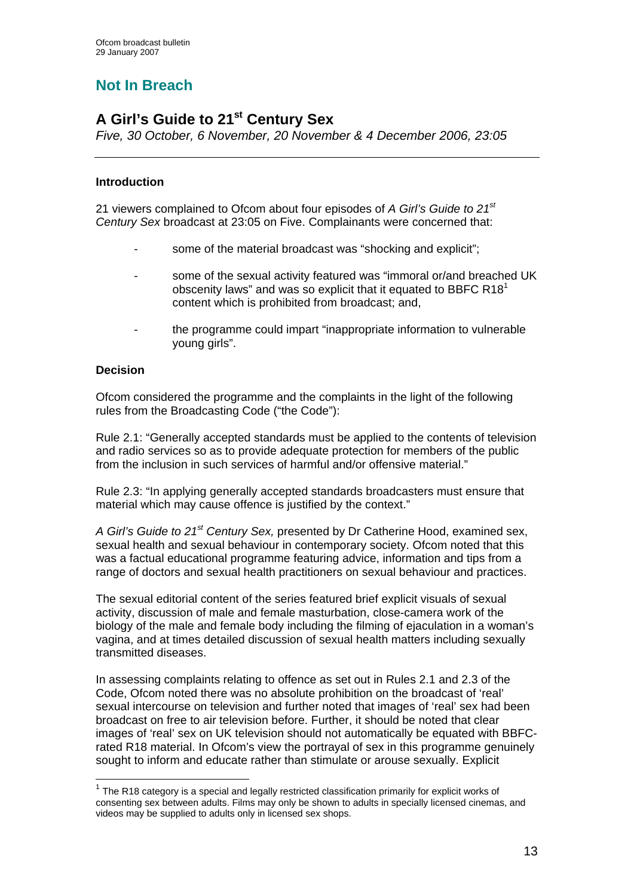## Not In Breach

## A Girl's Guide to 21st Century Sex

*Five, 30 October, 6 November, 20 November & 4 December 2006, 23:05*

---

**Introduction**

21 viewers complained to Ofcom about four episodes of *A Girl's Guide to 21st Century Sex* broadcast at 23:05 on Five. Complainants were concerned that:

- some of the material broadcast was "shocking and explicit";
- some of the sexual activity featured was "immoral or/and breached UK obscenity laws" and was so explicit that it equated to BBFC R18[1] content which is prohibited from broadcast; and,
- the programme could impart "inappropriate information to vulnerable young girls".

**Decision**

Ofcom considered the programme and the complaints in the light of the following rules from the Broadcasting Code ("the Code"):

Rule 2.1: "Generally accepted standards must be applied to the contents of television and radio services so as to provide adequate protection for members of the public from the inclusion in such services of harmful and/or offensive material."

Rule 2.3: "In applying generally accepted standards broadcasters must ensure that material which may cause offence is justified by the context."

*A Girl's Guide to 21st Century Sex,* presented by Dr Catherine Hood, examined sex, sexual health and sexual behaviour in contemporary society. Ofcom noted that this was a factual educational programme featuring advice, information and tips from a range of doctors and sexual health practitioners on sexual behaviour and practices.

The sexual editorial content of the series featured brief explicit visuals of sexual activity, discussion of male and female masturbation, close-camera work of the biology of the male and female body including the filming of ejaculation in a woman's vagina, and at times detailed discussion of sexual health matters including sexually transmitted diseases.

In assessing complaints relating to offence as set out in Rules 2.1 and 2.3 of the Code, Ofcom noted there was no absolute prohibition on the broadcast of 'real' sexual intercourse on television and further noted that images of 'real' sex had been broadcast on free to air television before. Further, it should be noted that clear images of 'real' sex on UK television should not automatically be equated with BBFC-rated R18 material. In Ofcom's view the portrayal of sex in this programme genuinely sought to inform and educate rather than stimulate or arouse sexually. Explicit

---

[1] The R18 category is a special and legally restricted classification primarily for explicit works of consenting sex between adults. Films may only be shown to adults in specially licensed cinemas, and videos may be supplied to adults only in licensed sex shops.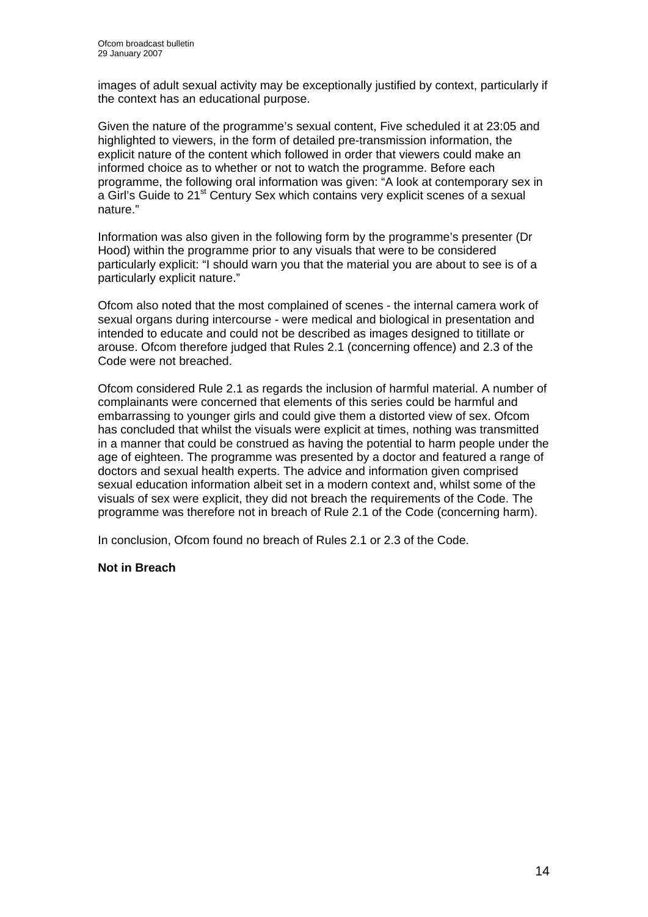images of adult sexual activity may be exceptionally justified by context, particularly if the context has an educational purpose.

Given the nature of the programme's sexual content, Five scheduled it at 23:05 and highlighted to viewers, in the form of detailed pre-transmission information, the explicit nature of the content which followed in order that viewers could make an informed choice as to whether or not to watch the programme. Before each programme, the following oral information was given: "A look at contemporary sex in a Girl's Guide to 21st Century Sex which contains very explicit scenes of a sexual nature."

Information was also given in the following form by the programme's presenter (Dr Hood) within the programme prior to any visuals that were to be considered particularly explicit: "I should warn you that the material you are about to see is of a particularly explicit nature."

Ofcom also noted that the most complained of scenes - the internal camera work of sexual organs during intercourse - were medical and biological in presentation and intended to educate and could not be described as images designed to titillate or arouse. Ofcom therefore judged that Rules 2.1 (concerning offence) and 2.3 of the Code were not breached.

Ofcom considered Rule 2.1 as regards the inclusion of harmful material. A number of complainants were concerned that elements of this series could be harmful and embarrassing to younger girls and could give them a distorted view of sex. Ofcom has concluded that whilst the visuals were explicit at times, nothing was transmitted in a manner that could be construed as having the potential to harm people under the age of eighteen. The programme was presented by a doctor and featured a range of doctors and sexual health experts. The advice and information given comprised sexual education information albeit set in a modern context and, whilst some of the visuals of sex were explicit, they did not breach the requirements of the Code. The programme was therefore not in breach of Rule 2.1 of the Code (concerning harm).

In conclusion, Ofcom found no breach of Rules 2.1 or 2.3 of the Code.

**Not in Breach**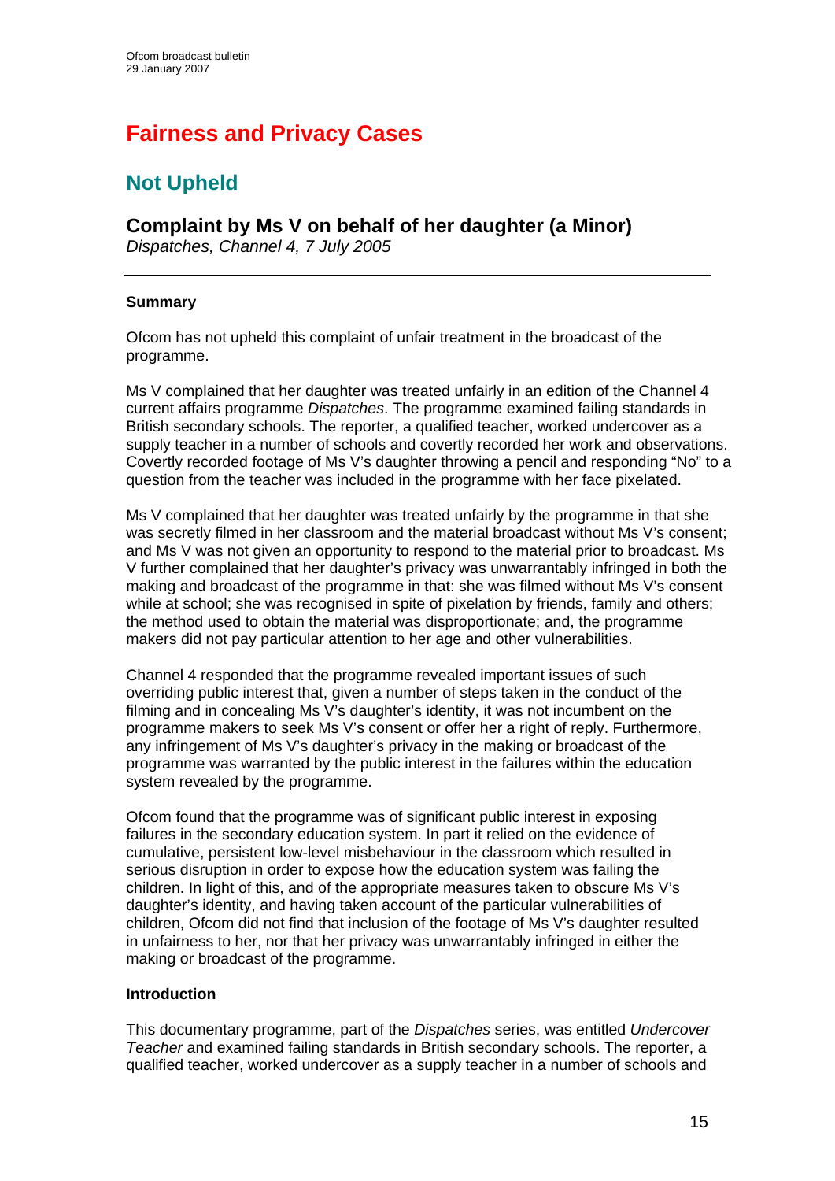# Fairness and Privacy Cases

## Not Upheld

### Complaint by Ms V on behalf of her daughter (a Minor)

*Dispatches, Channel 4, 7 July 2005*

---

**Summary**

Ofcom has not upheld this complaint of unfair treatment in the broadcast of the programme.

Ms V complained that her daughter was treated unfairly in an edition of the Channel 4 current affairs programme *Dispatches*. The programme examined failing standards in British secondary schools. The reporter, a qualified teacher, worked undercover as a supply teacher in a number of schools and covertly recorded her work and observations. Covertly recorded footage of Ms V's daughter throwing a pencil and responding "No" to a question from the teacher was included in the programme with her face pixelated.

Ms V complained that her daughter was treated unfairly by the programme in that she was secretly filmed in her classroom and the material broadcast without Ms V's consent; and Ms V was not given an opportunity to respond to the material prior to broadcast. Ms V further complained that her daughter's privacy was unwarrantably infringed in both the making and broadcast of the programme in that: she was filmed without Ms V's consent while at school; she was recognised in spite of pixelation by friends, family and others; the method used to obtain the material was disproportionate; and, the programme makers did not pay particular attention to her age and other vulnerabilities.

Channel 4 responded that the programme revealed important issues of such overriding public interest that, given a number of steps taken in the conduct of the filming and in concealing Ms V's daughter's identity, it was not incumbent on the programme makers to seek Ms V's consent or offer her a right of reply. Furthermore, any infringement of Ms V's daughter's privacy in the making or broadcast of the programme was warranted by the public interest in the failures within the education system revealed by the programme.

Ofcom found that the programme was of significant public interest in exposing failures in the secondary education system. In part it relied on the evidence of cumulative, persistent low-level misbehaviour in the classroom which resulted in serious disruption in order to expose how the education system was failing the children. In light of this, and of the appropriate measures taken to obscure Ms V's daughter's identity, and having taken account of the particular vulnerabilities of children, Ofcom did not find that inclusion of the footage of Ms V's daughter resulted in unfairness to her, nor that her privacy was unwarrantably infringed in either the making or broadcast of the programme.

**Introduction**

This documentary programme, part of the *Dispatches* series, was entitled *Undercover Teacher* and examined failing standards in British secondary schools. The reporter, a qualified teacher, worked undercover as a supply teacher in a number of schools and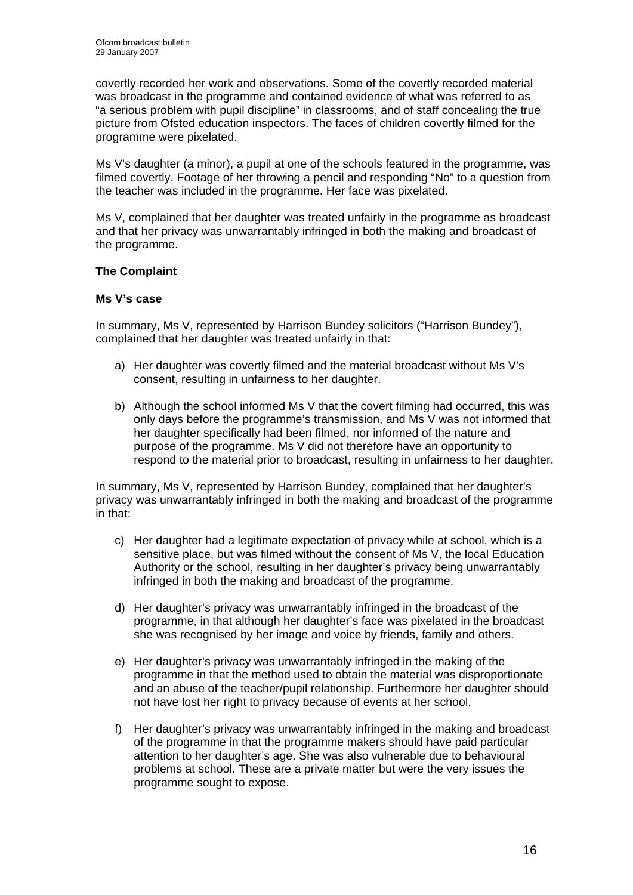covertly recorded her work and observations. Some of the covertly recorded material was broadcast in the programme and contained evidence of what was referred to as "a serious problem with pupil discipline" in classrooms, and of staff concealing the true picture from Ofsted education inspectors. The faces of children covertly filmed for the programme were pixelated.

Ms V's daughter (a minor), a pupil at one of the schools featured in the programme, was filmed covertly. Footage of her throwing a pencil and responding "No" to a question from the teacher was included in the programme. Her face was pixelated.

Ms V, complained that her daughter was treated unfairly in the programme as broadcast and that her privacy was unwarrantably infringed in both the making and broadcast of the programme.

**The Complaint**

**Ms V's case**

In summary, Ms V, represented by Harrison Bundey solicitors ("Harrison Bundey"), complained that her daughter was treated unfairly in that:

a) Her daughter was covertly filmed and the material broadcast without Ms V's consent, resulting in unfairness to her daughter.

b) Although the school informed Ms V that the covert filming had occurred, this was only days before the programme's transmission, and Ms V was not informed that her daughter specifically had been filmed, nor informed of the nature and purpose of the programme. Ms V did not therefore have an opportunity to respond to the material prior to broadcast, resulting in unfairness to her daughter.

In summary, Ms V, represented by Harrison Bundey, complained that her daughter's privacy was unwarrantably infringed in both the making and broadcast of the programme in that:

c) Her daughter had a legitimate expectation of privacy while at school, which is a sensitive place, but was filmed without the consent of Ms V, the local Education Authority or the school, resulting in her daughter's privacy being unwarrantably infringed in both the making and broadcast of the programme.

d) Her daughter's privacy was unwarrantably infringed in the broadcast of the programme, in that although her daughter's face was pixelated in the broadcast she was recognised by her image and voice by friends, family and others.

e) Her daughter's privacy was unwarrantably infringed in the making of the programme in that the method used to obtain the material was disproportionate and an abuse of the teacher/pupil relationship. Furthermore her daughter should not have lost her right to privacy because of events at her school.

f) Her daughter's privacy was unwarrantably infringed in the making and broadcast of the programme in that the programme makers should have paid particular attention to her daughter's age. She was also vulnerable due to behavioural problems at school. These are a private matter but were the very issues the programme sought to expose.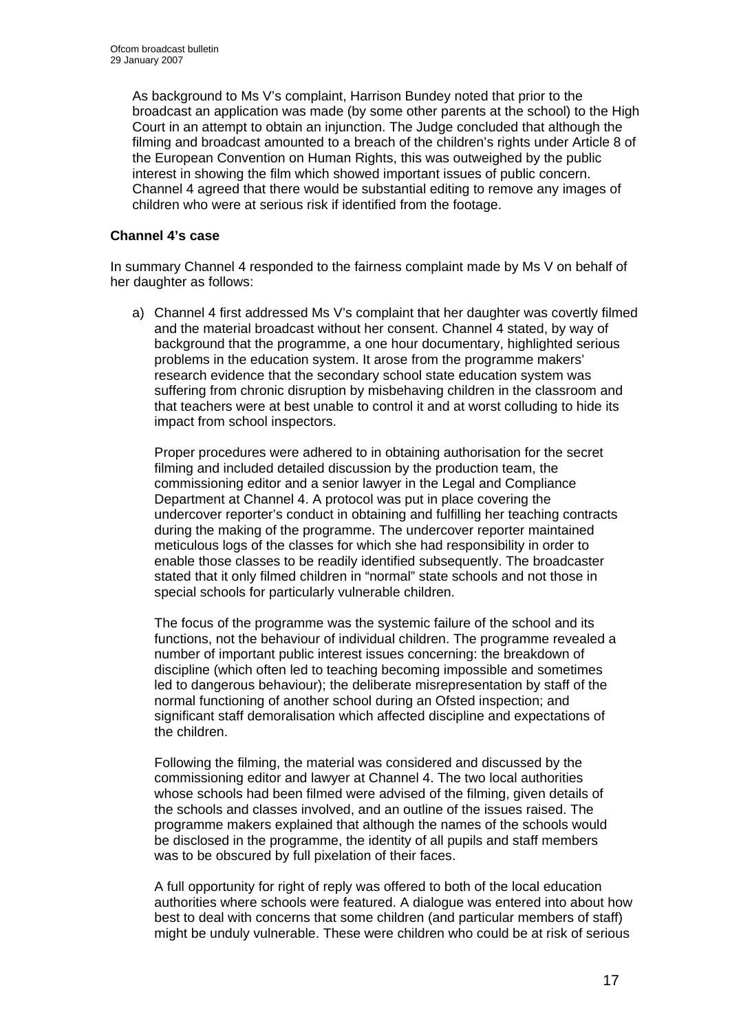As background to Ms V's complaint, Harrison Bundey noted that prior to the broadcast an application was made (by some other parents at the school) to the High Court in an attempt to obtain an injunction. The Judge concluded that although the filming and broadcast amounted to a breach of the children's rights under Article 8 of the European Convention on Human Rights, this was outweighed by the public interest in showing the film which showed important issues of public concern. Channel 4 agreed that there would be substantial editing to remove any images of children who were at serious risk if identified from the footage.

**Channel 4's case**

In summary Channel 4 responded to the fairness complaint made by Ms V on behalf of her daughter as follows:

a) Channel 4 first addressed Ms V's complaint that her daughter was covertly filmed and the material broadcast without her consent. Channel 4 stated, by way of background that the programme, a one hour documentary, highlighted serious problems in the education system. It arose from the programme makers' research evidence that the secondary school state education system was suffering from chronic disruption by misbehaving children in the classroom and that teachers were at best unable to control it and at worst colluding to hide its impact from school inspectors.

   Proper procedures were adhered to in obtaining authorisation for the secret filming and included detailed discussion by the production team, the commissioning editor and a senior lawyer in the Legal and Compliance Department at Channel 4. A protocol was put in place covering the undercover reporter's conduct in obtaining and fulfilling her teaching contracts during the making of the programme. The undercover reporter maintained meticulous logs of the classes for which she had responsibility in order to enable those classes to be readily identified subsequently. The broadcaster stated that it only filmed children in "normal" state schools and not those in special schools for particularly vulnerable children.

   The focus of the programme was the systemic failure of the school and its functions, not the behaviour of individual children. The programme revealed a number of important public interest issues concerning: the breakdown of discipline (which often led to teaching becoming impossible and sometimes led to dangerous behaviour); the deliberate misrepresentation by staff of the normal functioning of another school during an Ofsted inspection; and significant staff demoralisation which affected discipline and expectations of the children.

   Following the filming, the material was considered and discussed by the commissioning editor and lawyer at Channel 4. The two local authorities whose schools had been filmed were advised of the filming, given details of the schools and classes involved, and an outline of the issues raised. The programme makers explained that although the names of the schools would be disclosed in the programme, the identity of all pupils and staff members was to be obscured by full pixelation of their faces.

   A full opportunity for right of reply was offered to both of the local education authorities where schools were featured. A dialogue was entered into about how best to deal with concerns that some children (and particular members of staff) might be unduly vulnerable. These were children who could be at risk of serious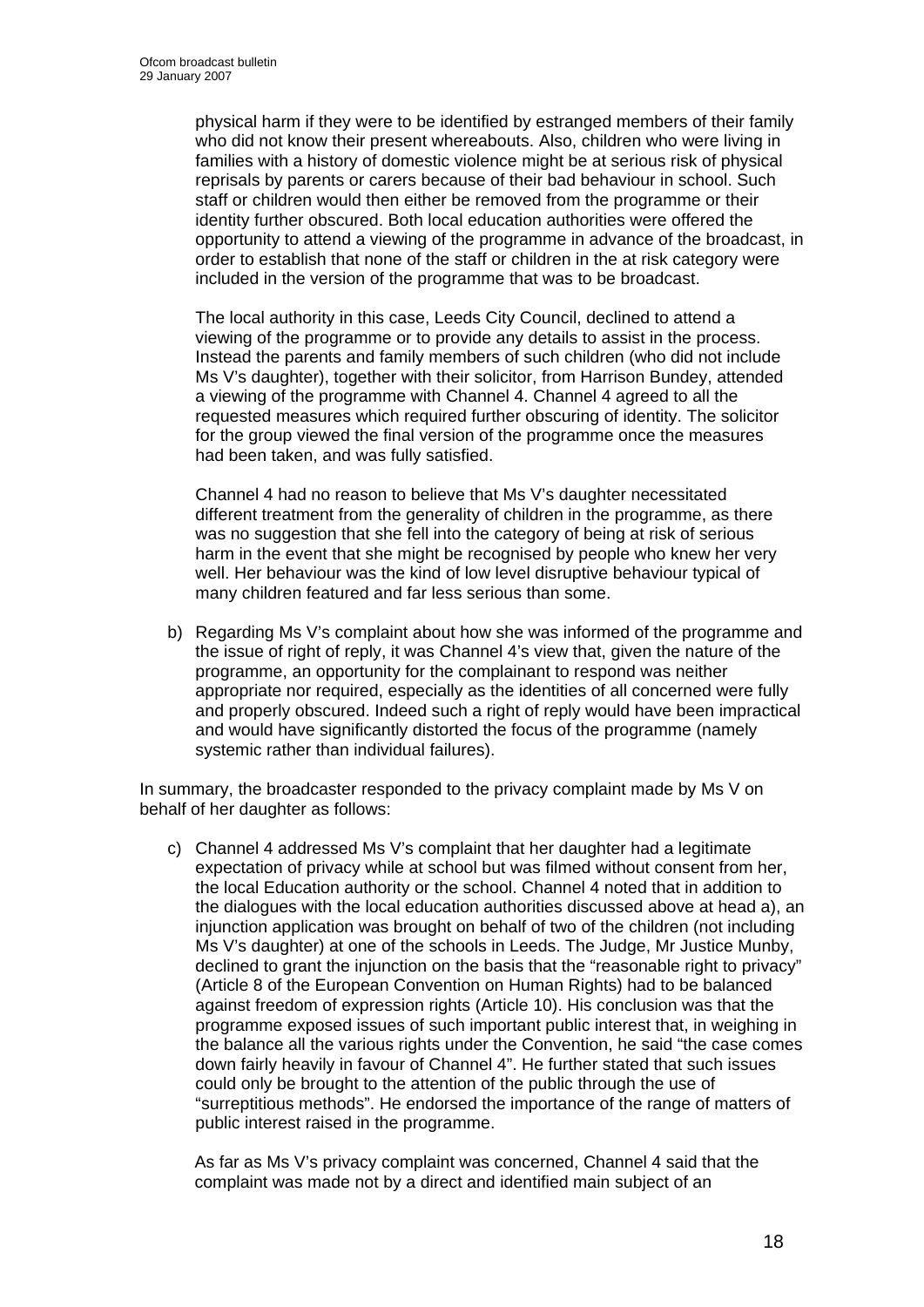physical harm if they were to be identified by estranged members of their family who did not know their present whereabouts. Also, children who were living in families with a history of domestic violence might be at serious risk of physical reprisals by parents or carers because of their bad behaviour in school. Such staff or children would then either be removed from the programme or their identity further obscured. Both local education authorities were offered the opportunity to attend a viewing of the programme in advance of the broadcast, in order to establish that none of the staff or children in the at risk category were included in the version of the programme that was to be broadcast.

The local authority in this case, Leeds City Council, declined to attend a viewing of the programme or to provide any details to assist in the process. Instead the parents and family members of such children (who did not include Ms V's daughter), together with their solicitor, from Harrison Bundey, attended a viewing of the programme with Channel 4. Channel 4 agreed to all the requested measures which required further obscuring of identity. The solicitor for the group viewed the final version of the programme once the measures had been taken, and was fully satisfied.

Channel 4 had no reason to believe that Ms V's daughter necessitated different treatment from the generality of children in the programme, as there was no suggestion that she fell into the category of being at risk of serious harm in the event that she might be recognised by people who knew her very well. Her behaviour was the kind of low level disruptive behaviour typical of many children featured and far less serious than some.

b) Regarding Ms V's complaint about how she was informed of the programme and the issue of right of reply, it was Channel 4's view that, given the nature of the programme, an opportunity for the complainant to respond was neither appropriate nor required, especially as the identities of all concerned were fully and properly obscured. Indeed such a right of reply would have been impractical and would have significantly distorted the focus of the programme (namely systemic rather than individual failures).

In summary, the broadcaster responded to the privacy complaint made by Ms V on behalf of her daughter as follows:

c) Channel 4 addressed Ms V's complaint that her daughter had a legitimate expectation of privacy while at school but was filmed without consent from her, the local Education authority or the school. Channel 4 noted that in addition to the dialogues with the local education authorities discussed above at head a), an injunction application was brought on behalf of two of the children (not including Ms V's daughter) at one of the schools in Leeds. The Judge, Mr Justice Munby, declined to grant the injunction on the basis that the "reasonable right to privacy" (Article 8 of the European Convention on Human Rights) had to be balanced against freedom of expression rights (Article 10). His conclusion was that the programme exposed issues of such important public interest that, in weighing in the balance all the various rights under the Convention, he said "the case comes down fairly heavily in favour of Channel 4". He further stated that such issues could only be brought to the attention of the public through the use of "surreptitious methods". He endorsed the importance of the range of matters of public interest raised in the programme.

As far as Ms V's privacy complaint was concerned, Channel 4 said that the complaint was made not by a direct and identified main subject of an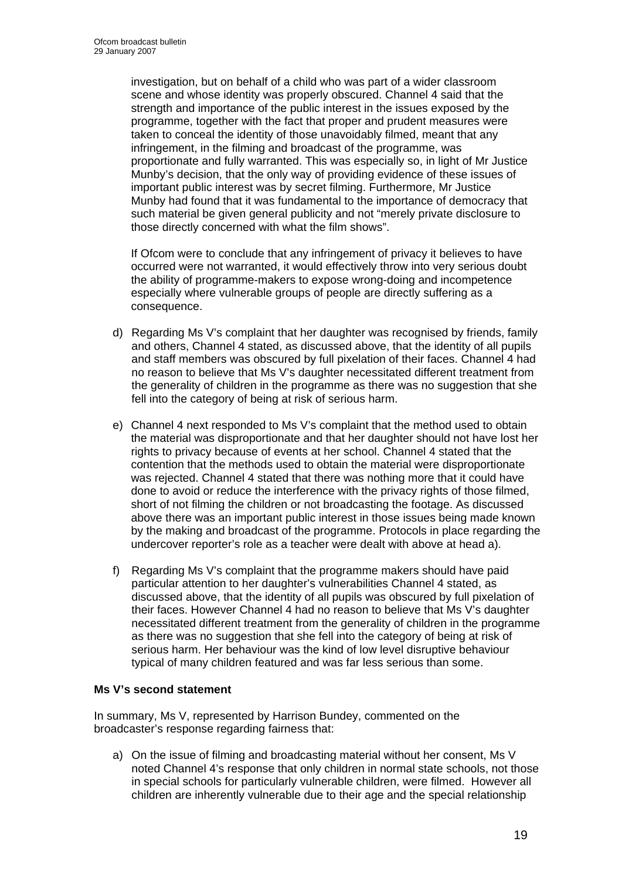investigation, but on behalf of a child who was part of a wider classroom scene and whose identity was properly obscured. Channel 4 said that the strength and importance of the public interest in the issues exposed by the programme, together with the fact that proper and prudent measures were taken to conceal the identity of those unavoidably filmed, meant that any infringement, in the filming and broadcast of the programme, was proportionate and fully warranted. This was especially so, in light of Mr Justice Munby's decision, that the only way of providing evidence of these issues of important public interest was by secret filming. Furthermore, Mr Justice Munby had found that it was fundamental to the importance of democracy that such material be given general publicity and not "merely private disclosure to those directly concerned with what the film shows".

If Ofcom were to conclude that any infringement of privacy it believes to have occurred were not warranted, it would effectively throw into very serious doubt the ability of programme-makers to expose wrong-doing and incompetence especially where vulnerable groups of people are directly suffering as a consequence.

d) Regarding Ms V's complaint that her daughter was recognised by friends, family and others, Channel 4 stated, as discussed above, that the identity of all pupils and staff members was obscured by full pixelation of their faces. Channel 4 had no reason to believe that Ms V's daughter necessitated different treatment from the generality of children in the programme as there was no suggestion that she fell into the category of being at risk of serious harm.

e) Channel 4 next responded to Ms V's complaint that the method used to obtain the material was disproportionate and that her daughter should not have lost her rights to privacy because of events at her school. Channel 4 stated that the contention that the methods used to obtain the material were disproportionate was rejected. Channel 4 stated that there was nothing more that it could have done to avoid or reduce the interference with the privacy rights of those filmed, short of not filming the children or not broadcasting the footage. As discussed above there was an important public interest in those issues being made known by the making and broadcast of the programme. Protocols in place regarding the undercover reporter's role as a teacher were dealt with above at head a).

f) Regarding Ms V's complaint that the programme makers should have paid particular attention to her daughter's vulnerabilities Channel 4 stated, as discussed above, that the identity of all pupils was obscured by full pixelation of their faces. However Channel 4 had no reason to believe that Ms V's daughter necessitated different treatment from the generality of children in the programme as there was no suggestion that she fell into the category of being at risk of serious harm. Her behaviour was the kind of low level disruptive behaviour typical of many children featured and was far less serious than some.

**Ms V's second statement**

In summary, Ms V, represented by Harrison Bundey, commented on the broadcaster's response regarding fairness that:

a) On the issue of filming and broadcasting material without her consent, Ms V noted Channel 4's response that only children in normal state schools, not those in special schools for particularly vulnerable children, were filmed. However all children are inherently vulnerable due to their age and the special relationship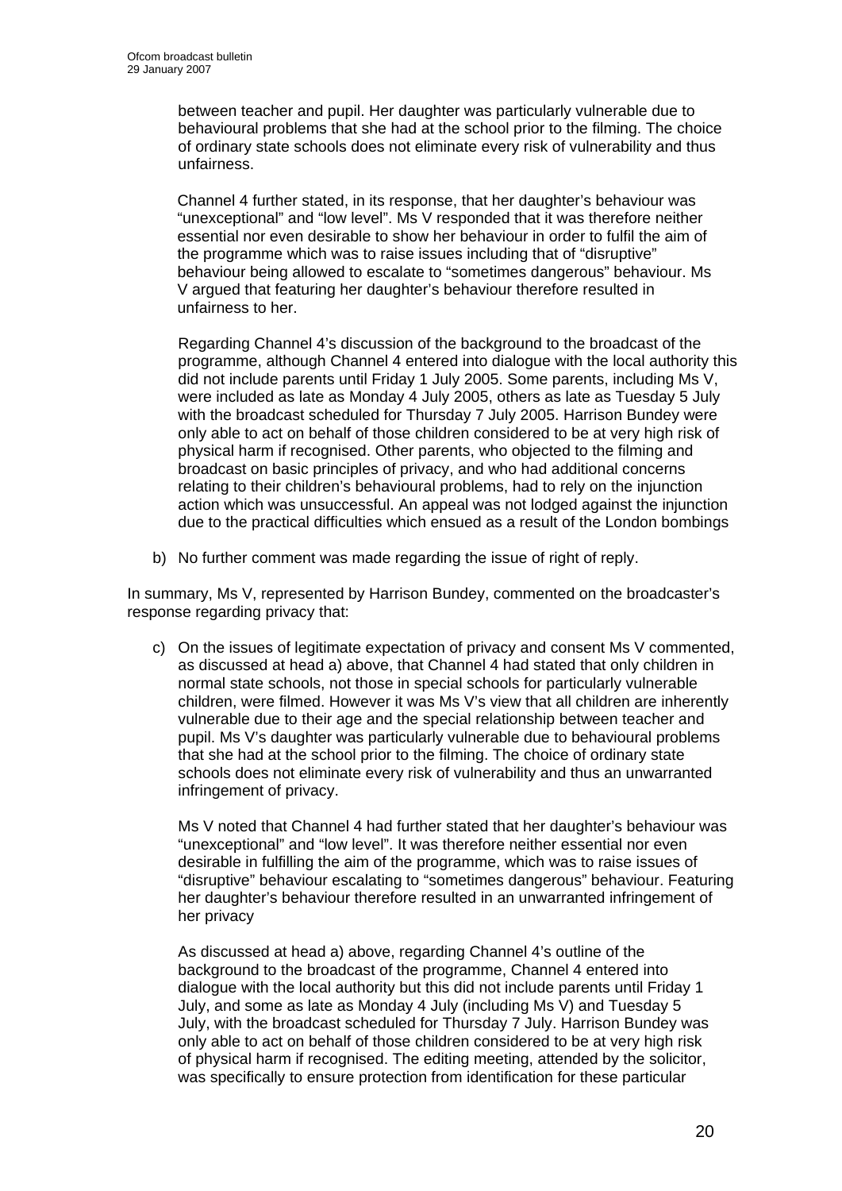between teacher and pupil. Her daughter was particularly vulnerable due to behavioural problems that she had at the school prior to the filming. The choice of ordinary state schools does not eliminate every risk of vulnerability and thus unfairness.

Channel 4 further stated, in its response, that her daughter's behaviour was "unexceptional" and "low level". Ms V responded that it was therefore neither essential nor even desirable to show her behaviour in order to fulfil the aim of the programme which was to raise issues including that of "disruptive" behaviour being allowed to escalate to "sometimes dangerous" behaviour. Ms V argued that featuring her daughter's behaviour therefore resulted in unfairness to her.

Regarding Channel 4's discussion of the background to the broadcast of the programme, although Channel 4 entered into dialogue with the local authority this did not include parents until Friday 1 July 2005. Some parents, including Ms V, were included as late as Monday 4 July 2005, others as late as Tuesday 5 July with the broadcast scheduled for Thursday 7 July 2005. Harrison Bundey were only able to act on behalf of those children considered to be at very high risk of physical harm if recognised. Other parents, who objected to the filming and broadcast on basic principles of privacy, and who had additional concerns relating to their children's behavioural problems, had to rely on the injunction action which was unsuccessful. An appeal was not lodged against the injunction due to the practical difficulties which ensued as a result of the London bombings

b) No further comment was made regarding the issue of right of reply.

In summary, Ms V, represented by Harrison Bundey, commented on the broadcaster's response regarding privacy that:

c) On the issues of legitimate expectation of privacy and consent Ms V commented, as discussed at head a) above, that Channel 4 had stated that only children in normal state schools, not those in special schools for particularly vulnerable children, were filmed. However it was Ms V's view that all children are inherently vulnerable due to their age and the special relationship between teacher and pupil. Ms V's daughter was particularly vulnerable due to behavioural problems that she had at the school prior to the filming. The choice of ordinary state schools does not eliminate every risk of vulnerability and thus an unwarranted infringement of privacy.

   Ms V noted that Channel 4 had further stated that her daughter's behaviour was "unexceptional" and "low level". It was therefore neither essential nor even desirable in fulfilling the aim of the programme, which was to raise issues of "disruptive" behaviour escalating to "sometimes dangerous" behaviour. Featuring her daughter's behaviour therefore resulted in an unwarranted infringement of her privacy

   As discussed at head a) above, regarding Channel 4's outline of the background to the broadcast of the programme, Channel 4 entered into dialogue with the local authority but this did not include parents until Friday 1 July, and some as late as Monday 4 July (including Ms V) and Tuesday 5 July, with the broadcast scheduled for Thursday 7 July. Harrison Bundey was only able to act on behalf of those children considered to be at very high risk of physical harm if recognised. The editing meeting, attended by the solicitor, was specifically to ensure protection from identification for these particular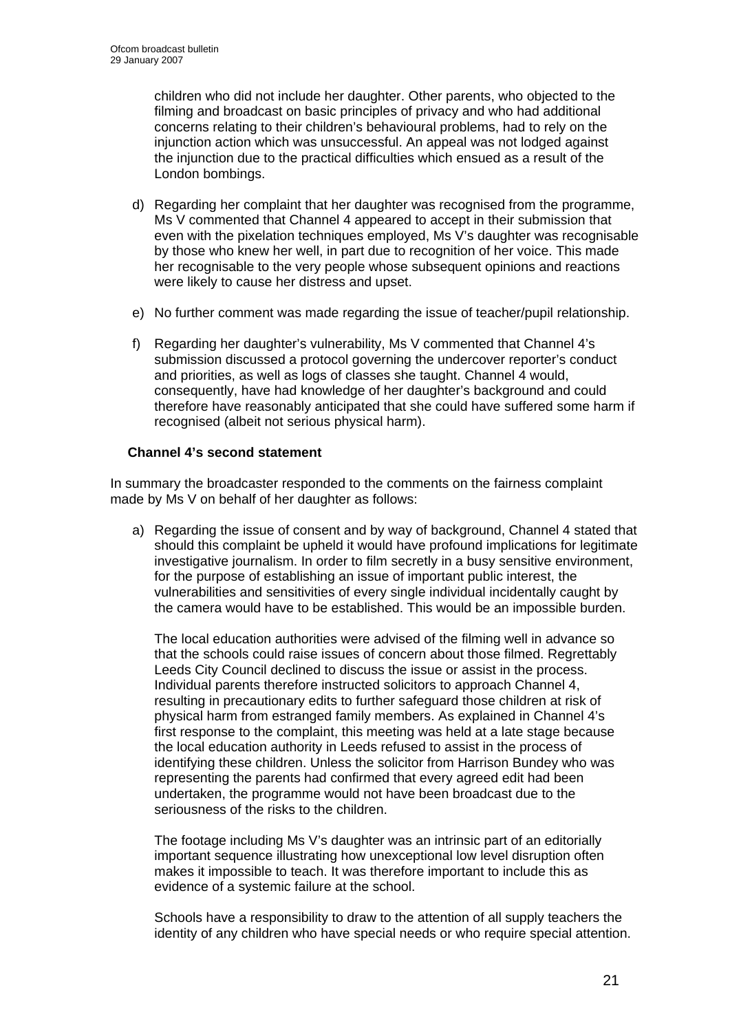children who did not include her daughter. Other parents, who objected to the filming and broadcast on basic principles of privacy and who had additional concerns relating to their children's behavioural problems, had to rely on the injunction action which was unsuccessful. An appeal was not lodged against the injunction due to the practical difficulties which ensued as a result of the London bombings.

d) Regarding her complaint that her daughter was recognised from the programme, Ms V commented that Channel 4 appeared to accept in their submission that even with the pixelation techniques employed, Ms V's daughter was recognisable by those who knew her well, in part due to recognition of her voice. This made her recognisable to the very people whose subsequent opinions and reactions were likely to cause her distress and upset.

e) No further comment was made regarding the issue of teacher/pupil relationship.

f) Regarding her daughter's vulnerability, Ms V commented that Channel 4's submission discussed a protocol governing the undercover reporter's conduct and priorities, as well as logs of classes she taught. Channel 4 would, consequently, have had knowledge of her daughter's background and could therefore have reasonably anticipated that she could have suffered some harm if recognised (albeit not serious physical harm).

**Channel 4's second statement**

In summary the broadcaster responded to the comments on the fairness complaint made by Ms V on behalf of her daughter as follows:

a) Regarding the issue of consent and by way of background, Channel 4 stated that should this complaint be upheld it would have profound implications for legitimate investigative journalism. In order to film secretly in a busy sensitive environment, for the purpose of establishing an issue of important public interest, the vulnerabilities and sensitivities of every single individual incidentally caught by the camera would have to be established. This would be an impossible burden.

The local education authorities were advised of the filming well in advance so that the schools could raise issues of concern about those filmed. Regrettably Leeds City Council declined to discuss the issue or assist in the process. Individual parents therefore instructed solicitors to approach Channel 4, resulting in precautionary edits to further safeguard those children at risk of physical harm from estranged family members. As explained in Channel 4's first response to the complaint, this meeting was held at a late stage because the local education authority in Leeds refused to assist in the process of identifying these children. Unless the solicitor from Harrison Bundey who was representing the parents had confirmed that every agreed edit had been undertaken, the programme would not have been broadcast due to the seriousness of the risks to the children.

The footage including Ms V's daughter was an intrinsic part of an editorially important sequence illustrating how unexceptional low level disruption often makes it impossible to teach. It was therefore important to include this as evidence of a systemic failure at the school.

Schools have a responsibility to draw to the attention of all supply teachers the identity of any children who have special needs or who require special attention.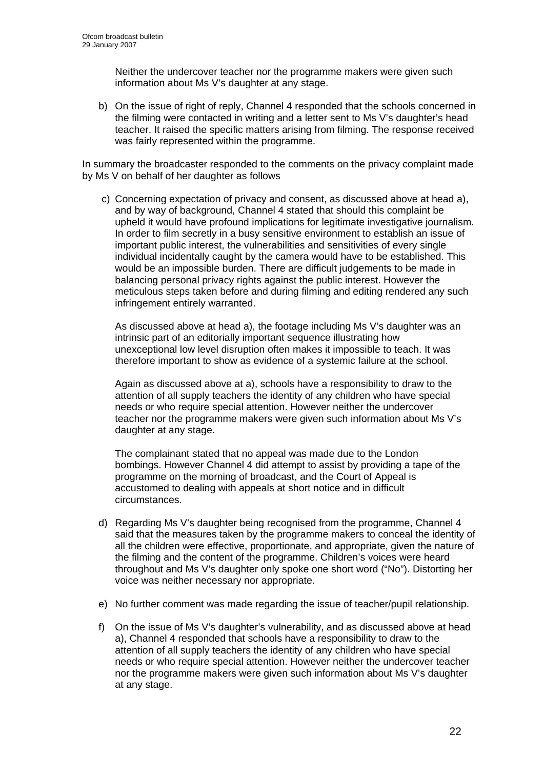Neither the undercover teacher nor the programme makers were given such information about Ms V's daughter at any stage.

b) On the issue of right of reply, Channel 4 responded that the schools concerned in the filming were contacted in writing and a letter sent to Ms V's daughter's head teacher. It raised the specific matters arising from filming. The response received was fairly represented within the programme.

In summary the broadcaster responded to the comments on the privacy complaint made by Ms V on behalf of her daughter as follows

c) Concerning expectation of privacy and consent, as discussed above at head a), and by way of background, Channel 4 stated that should this complaint be upheld it would have profound implications for legitimate investigative journalism. In order to film secretly in a busy sensitive environment to establish an issue of important public interest, the vulnerabilities and sensitivities of every single individual incidentally caught by the camera would have to be established. This would be an impossible burden. There are difficult judgements to be made in balancing personal privacy rights against the public interest. However the meticulous steps taken before and during filming and editing rendered any such infringement entirely warranted.

   As discussed above at head a), the footage including Ms V's daughter was an intrinsic part of an editorially important sequence illustrating how unexceptional low level disruption often makes it impossible to teach. It was therefore important to show as evidence of a systemic failure at the school.

   Again as discussed above at a), schools have a responsibility to draw to the attention of all supply teachers the identity of any children who have special needs or who require special attention. However neither the undercover teacher nor the programme makers were given such information about Ms V's daughter at any stage.

   The complainant stated that no appeal was made due to the London bombings. However Channel 4 did attempt to assist by providing a tape of the programme on the morning of broadcast, and the Court of Appeal is accustomed to dealing with appeals at short notice and in difficult circumstances.

d) Regarding Ms V's daughter being recognised from the programme, Channel 4 said that the measures taken by the programme makers to conceal the identity of all the children were effective, proportionate, and appropriate, given the nature of the filming and the content of the programme. Children's voices were heard throughout and Ms V's daughter only spoke one short word ("No"). Distorting her voice was neither necessary nor appropriate.

e) No further comment was made regarding the issue of teacher/pupil relationship.

f) On the issue of Ms V's daughter's vulnerability, and as discussed above at head a), Channel 4 responded that schools have a responsibility to draw to the attention of all supply teachers the identity of any children who have special needs or who require special attention. However neither the undercover teacher nor the programme makers were given such information about Ms V's daughter at any stage.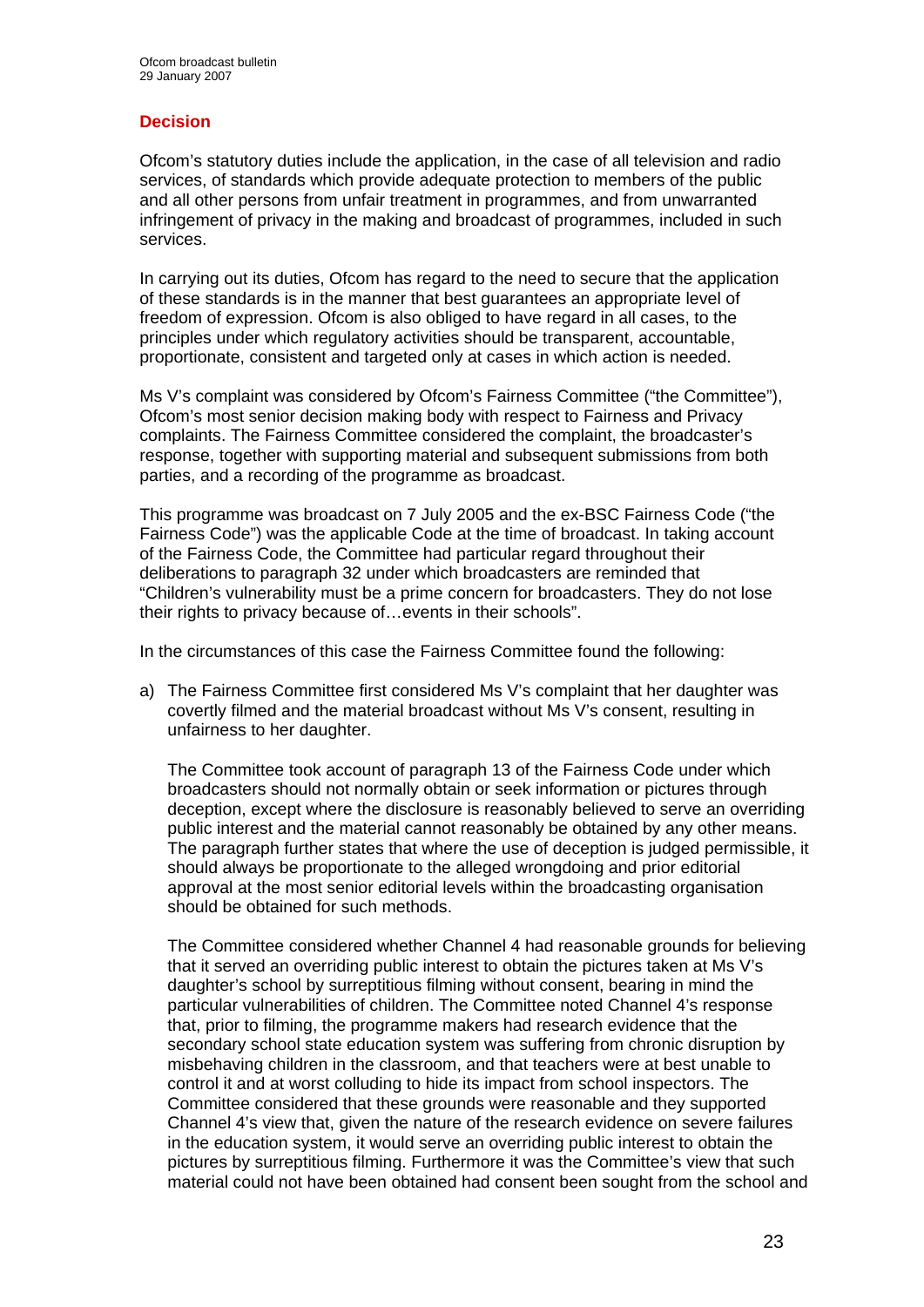## Decision

Ofcom's statutory duties include the application, in the case of all television and radio services, of standards which provide adequate protection to members of the public and all other persons from unfair treatment in programmes, and from unwarranted infringement of privacy in the making and broadcast of programmes, included in such services.

In carrying out its duties, Ofcom has regard to the need to secure that the application of these standards is in the manner that best guarantees an appropriate level of freedom of expression. Ofcom is also obliged to have regard in all cases, to the principles under which regulatory activities should be transparent, accountable, proportionate, consistent and targeted only at cases in which action is needed.

Ms V's complaint was considered by Ofcom's Fairness Committee ("the Committee"), Ofcom's most senior decision making body with respect to Fairness and Privacy complaints. The Fairness Committee considered the complaint, the broadcaster's response, together with supporting material and subsequent submissions from both parties, and a recording of the programme as broadcast.

This programme was broadcast on 7 July 2005 and the ex-BSC Fairness Code ("the Fairness Code") was the applicable Code at the time of broadcast. In taking account of the Fairness Code, the Committee had particular regard throughout their deliberations to paragraph 32 under which broadcasters are reminded that "Children's vulnerability must be a prime concern for broadcasters. They do not lose their rights to privacy because of…events in their schools".

In the circumstances of this case the Fairness Committee found the following:

a) The Fairness Committee first considered Ms V's complaint that her daughter was covertly filmed and the material broadcast without Ms V's consent, resulting in unfairness to her daughter.

   The Committee took account of paragraph 13 of the Fairness Code under which broadcasters should not normally obtain or seek information or pictures through deception, except where the disclosure is reasonably believed to serve an overriding public interest and the material cannot reasonably be obtained by any other means. The paragraph further states that where the use of deception is judged permissible, it should always be proportionate to the alleged wrongdoing and prior editorial approval at the most senior editorial levels within the broadcasting organisation should be obtained for such methods.

   The Committee considered whether Channel 4 had reasonable grounds for believing that it served an overriding public interest to obtain the pictures taken at Ms V's daughter's school by surreptitious filming without consent, bearing in mind the particular vulnerabilities of children. The Committee noted Channel 4's response that, prior to filming, the programme makers had research evidence that the secondary school state education system was suffering from chronic disruption by misbehaving children in the classroom, and that teachers were at best unable to control it and at worst colluding to hide its impact from school inspectors. The Committee considered that these grounds were reasonable and they supported Channel 4's view that, given the nature of the research evidence on severe failures in the education system, it would serve an overriding public interest to obtain the pictures by surreptitious filming. Furthermore it was the Committee's view that such material could not have been obtained had consent been sought from the school and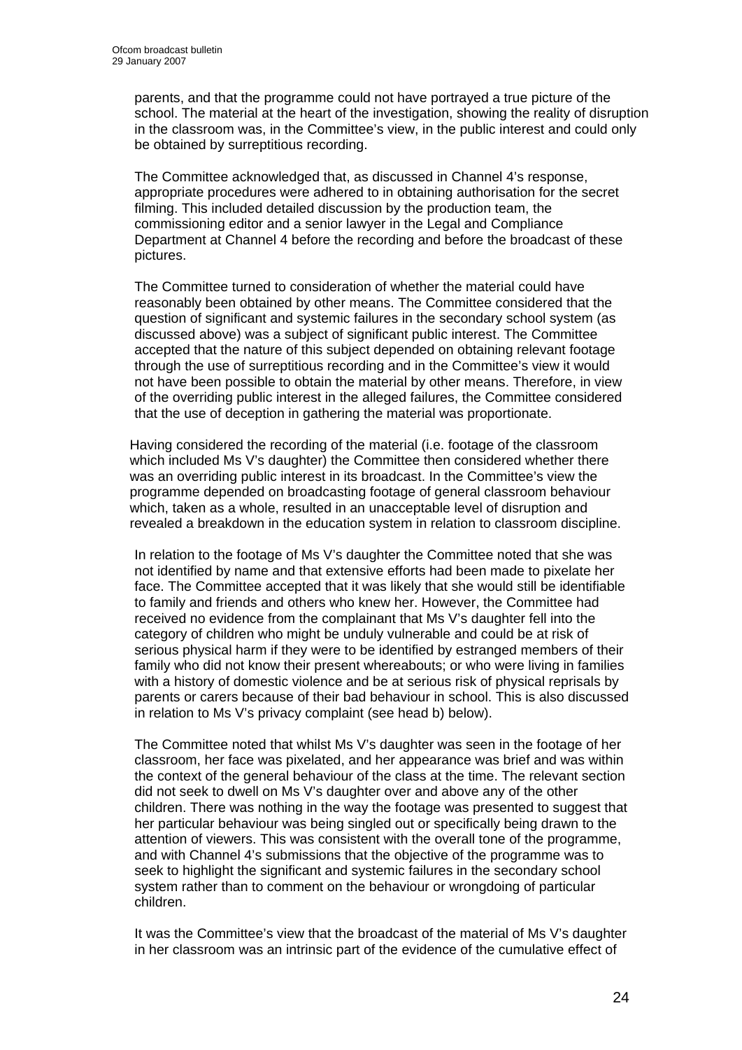parents, and that the programme could not have portrayed a true picture of the school. The material at the heart of the investigation, showing the reality of disruption in the classroom was, in the Committee's view, in the public interest and could only be obtained by surreptitious recording.

The Committee acknowledged that, as discussed in Channel 4's response, appropriate procedures were adhered to in obtaining authorisation for the secret filming. This included detailed discussion by the production team, the commissioning editor and a senior lawyer in the Legal and Compliance Department at Channel 4 before the recording and before the broadcast of these pictures.

The Committee turned to consideration of whether the material could have reasonably been obtained by other means. The Committee considered that the question of significant and systemic failures in the secondary school system (as discussed above) was a subject of significant public interest. The Committee accepted that the nature of this subject depended on obtaining relevant footage through the use of surreptitious recording and in the Committee's view it would not have been possible to obtain the material by other means. Therefore, in view of the overriding public interest in the alleged failures, the Committee considered that the use of deception in gathering the material was proportionate.

Having considered the recording of the material (i.e. footage of the classroom which included Ms V's daughter) the Committee then considered whether there was an overriding public interest in its broadcast. In the Committee's view the programme depended on broadcasting footage of general classroom behaviour which, taken as a whole, resulted in an unacceptable level of disruption and revealed a breakdown in the education system in relation to classroom discipline.

In relation to the footage of Ms V's daughter the Committee noted that she was not identified by name and that extensive efforts had been made to pixelate her face. The Committee accepted that it was likely that she would still be identifiable to family and friends and others who knew her. However, the Committee had received no evidence from the complainant that Ms V's daughter fell into the category of children who might be unduly vulnerable and could be at risk of serious physical harm if they were to be identified by estranged members of their family who did not know their present whereabouts; or who were living in families with a history of domestic violence and be at serious risk of physical reprisals by parents or carers because of their bad behaviour in school. This is also discussed in relation to Ms V's privacy complaint (see head b) below).

The Committee noted that whilst Ms V's daughter was seen in the footage of her classroom, her face was pixelated, and her appearance was brief and was within the context of the general behaviour of the class at the time. The relevant section did not seek to dwell on Ms V's daughter over and above any of the other children. There was nothing in the way the footage was presented to suggest that her particular behaviour was being singled out or specifically being drawn to the attention of viewers. This was consistent with the overall tone of the programme, and with Channel 4's submissions that the objective of the programme was to seek to highlight the significant and systemic failures in the secondary school system rather than to comment on the behaviour or wrongdoing of particular children.

It was the Committee's view that the broadcast of the material of Ms V's daughter in her classroom was an intrinsic part of the evidence of the cumulative effect of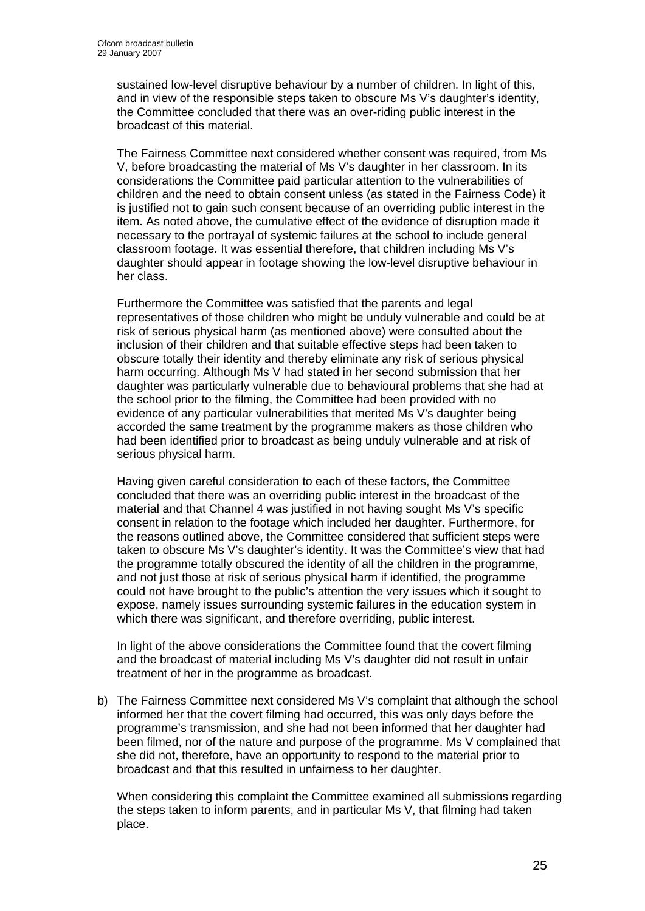sustained low-level disruptive behaviour by a number of children. In light of this, and in view of the responsible steps taken to obscure Ms V's daughter's identity, the Committee concluded that there was an over-riding public interest in the broadcast of this material.

The Fairness Committee next considered whether consent was required, from Ms V, before broadcasting the material of Ms V's daughter in her classroom. In its considerations the Committee paid particular attention to the vulnerabilities of children and the need to obtain consent unless (as stated in the Fairness Code) it is justified not to gain such consent because of an overriding public interest in the item. As noted above, the cumulative effect of the evidence of disruption made it necessary to the portrayal of systemic failures at the school to include general classroom footage. It was essential therefore, that children including Ms V's daughter should appear in footage showing the low-level disruptive behaviour in her class.

Furthermore the Committee was satisfied that the parents and legal representatives of those children who might be unduly vulnerable and could be at risk of serious physical harm (as mentioned above) were consulted about the inclusion of their children and that suitable effective steps had been taken to obscure totally their identity and thereby eliminate any risk of serious physical harm occurring. Although Ms V had stated in her second submission that her daughter was particularly vulnerable due to behavioural problems that she had at the school prior to the filming, the Committee had been provided with no evidence of any particular vulnerabilities that merited Ms V's daughter being accorded the same treatment by the programme makers as those children who had been identified prior to broadcast as being unduly vulnerable and at risk of serious physical harm.

Having given careful consideration to each of these factors, the Committee concluded that there was an overriding public interest in the broadcast of the material and that Channel 4 was justified in not having sought Ms V's specific consent in relation to the footage which included her daughter. Furthermore, for the reasons outlined above, the Committee considered that sufficient steps were taken to obscure Ms V's daughter's identity. It was the Committee's view that had the programme totally obscured the identity of all the children in the programme, and not just those at risk of serious physical harm if identified, the programme could not have brought to the public's attention the very issues which it sought to expose, namely issues surrounding systemic failures in the education system in which there was significant, and therefore overriding, public interest.

In light of the above considerations the Committee found that the covert filming and the broadcast of material including Ms V's daughter did not result in unfair treatment of her in the programme as broadcast.

b) The Fairness Committee next considered Ms V's complaint that although the school informed her that the covert filming had occurred, this was only days before the programme's transmission, and she had not been informed that her daughter had been filmed, nor of the nature and purpose of the programme. Ms V complained that she did not, therefore, have an opportunity to respond to the material prior to broadcast and that this resulted in unfairness to her daughter.

   When considering this complaint the Committee examined all submissions regarding the steps taken to inform parents, and in particular Ms V, that filming had taken place.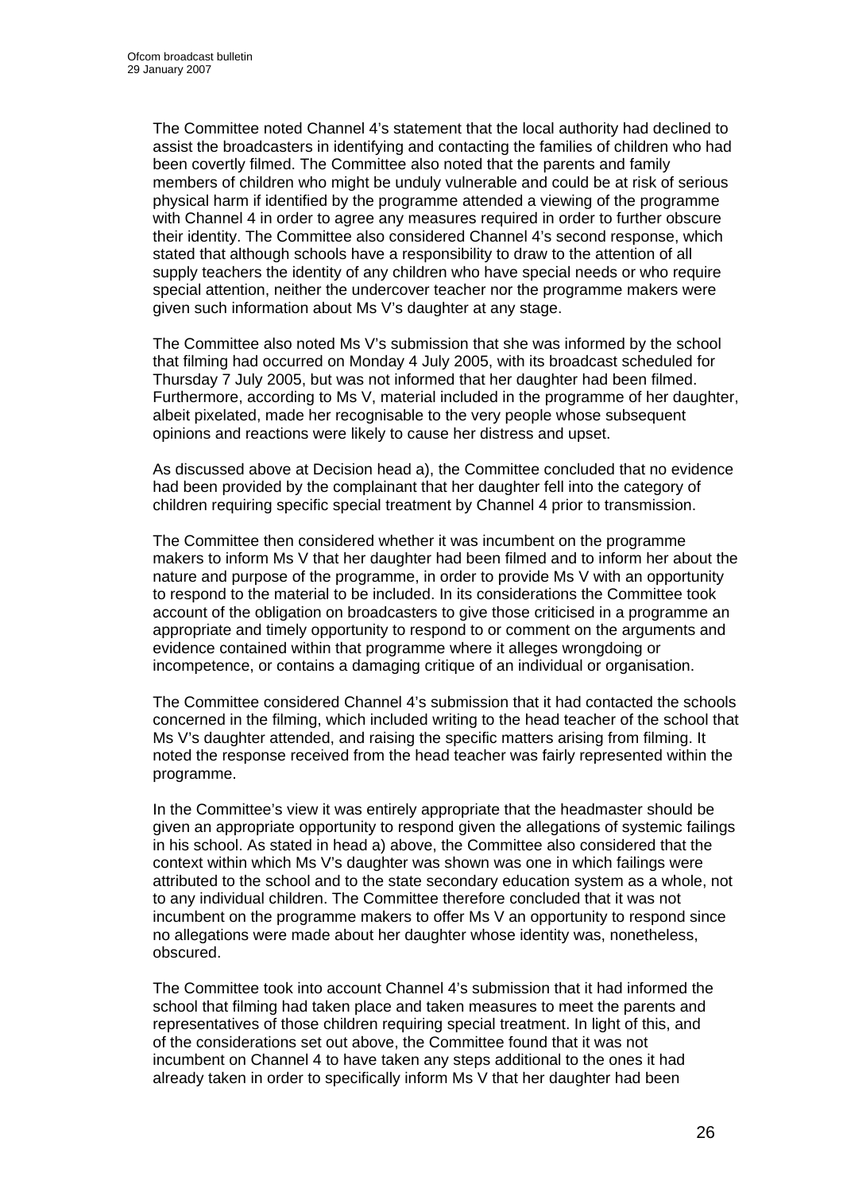The Committee noted Channel 4's statement that the local authority had declined to assist the broadcasters in identifying and contacting the families of children who had been covertly filmed. The Committee also noted that the parents and family members of children who might be unduly vulnerable and could be at risk of serious physical harm if identified by the programme attended a viewing of the programme with Channel 4 in order to agree any measures required in order to further obscure their identity. The Committee also considered Channel 4's second response, which stated that although schools have a responsibility to draw to the attention of all supply teachers the identity of any children who have special needs or who require special attention, neither the undercover teacher nor the programme makers were given such information about Ms V's daughter at any stage.

The Committee also noted Ms V's submission that she was informed by the school that filming had occurred on Monday 4 July 2005, with its broadcast scheduled for Thursday 7 July 2005, but was not informed that her daughter had been filmed. Furthermore, according to Ms V, material included in the programme of her daughter, albeit pixelated, made her recognisable to the very people whose subsequent opinions and reactions were likely to cause her distress and upset.

As discussed above at Decision head a), the Committee concluded that no evidence had been provided by the complainant that her daughter fell into the category of children requiring specific special treatment by Channel 4 prior to transmission.

The Committee then considered whether it was incumbent on the programme makers to inform Ms V that her daughter had been filmed and to inform her about the nature and purpose of the programme, in order to provide Ms V with an opportunity to respond to the material to be included. In its considerations the Committee took account of the obligation on broadcasters to give those criticised in a programme an appropriate and timely opportunity to respond to or comment on the arguments and evidence contained within that programme where it alleges wrongdoing or incompetence, or contains a damaging critique of an individual or organisation.

The Committee considered Channel 4's submission that it had contacted the schools concerned in the filming, which included writing to the head teacher of the school that Ms V's daughter attended, and raising the specific matters arising from filming. It noted the response received from the head teacher was fairly represented within the programme.

In the Committee's view it was entirely appropriate that the headmaster should be given an appropriate opportunity to respond given the allegations of systemic failings in his school. As stated in head a) above, the Committee also considered that the context within which Ms V's daughter was shown was one in which failings were attributed to the school and to the state secondary education system as a whole, not to any individual children. The Committee therefore concluded that it was not incumbent on the programme makers to offer Ms V an opportunity to respond since no allegations were made about her daughter whose identity was, nonetheless, obscured.

The Committee took into account Channel 4's submission that it had informed the school that filming had taken place and taken measures to meet the parents and representatives of those children requiring special treatment. In light of this, and of the considerations set out above, the Committee found that it was not incumbent on Channel 4 to have taken any steps additional to the ones it had already taken in order to specifically inform Ms V that her daughter had been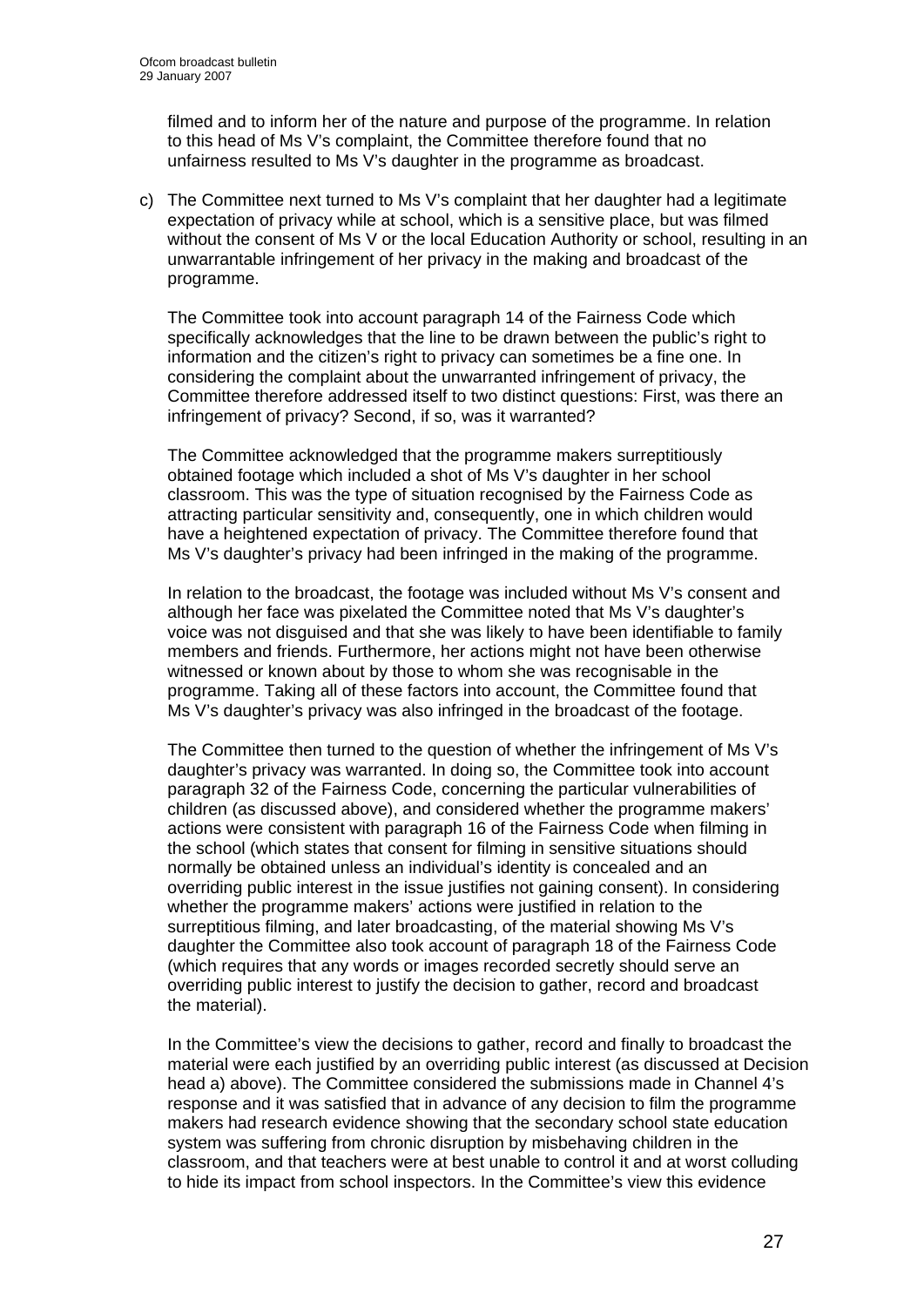filmed and to inform her of the nature and purpose of the programme. In relation to this head of Ms V's complaint, the Committee therefore found that no unfairness resulted to Ms V's daughter in the programme as broadcast.

c) The Committee next turned to Ms V's complaint that her daughter had a legitimate expectation of privacy while at school, which is a sensitive place, but was filmed without the consent of Ms V or the local Education Authority or school, resulting in an unwarrantable infringement of her privacy in the making and broadcast of the programme.

   The Committee took into account paragraph 14 of the Fairness Code which specifically acknowledges that the line to be drawn between the public's right to information and the citizen's right to privacy can sometimes be a fine one. In considering the complaint about the unwarranted infringement of privacy, the Committee therefore addressed itself to two distinct questions: First, was there an infringement of privacy? Second, if so, was it warranted?

   The Committee acknowledged that the programme makers surreptitiously obtained footage which included a shot of Ms V's daughter in her school classroom. This was the type of situation recognised by the Fairness Code as attracting particular sensitivity and, consequently, one in which children would have a heightened expectation of privacy. The Committee therefore found that Ms V's daughter's privacy had been infringed in the making of the programme.

   In relation to the broadcast, the footage was included without Ms V's consent and although her face was pixelated the Committee noted that Ms V's daughter's voice was not disguised and that she was likely to have been identifiable to family members and friends. Furthermore, her actions might not have been otherwise witnessed or known about by those to whom she was recognisable in the programme. Taking all of these factors into account, the Committee found that Ms V's daughter's privacy was also infringed in the broadcast of the footage.

   The Committee then turned to the question of whether the infringement of Ms V's daughter's privacy was warranted. In doing so, the Committee took into account paragraph 32 of the Fairness Code, concerning the particular vulnerabilities of children (as discussed above), and considered whether the programme makers' actions were consistent with paragraph 16 of the Fairness Code when filming in the school (which states that consent for filming in sensitive situations should normally be obtained unless an individual's identity is concealed and an overriding public interest in the issue justifies not gaining consent). In considering whether the programme makers' actions were justified in relation to the surreptitious filming, and later broadcasting, of the material showing Ms V's daughter the Committee also took account of paragraph 18 of the Fairness Code (which requires that any words or images recorded secretly should serve an overriding public interest to justify the decision to gather, record and broadcast the material).

   In the Committee's view the decisions to gather, record and finally to broadcast the material were each justified by an overriding public interest (as discussed at Decision head a) above). The Committee considered the submissions made in Channel 4's response and it was satisfied that in advance of any decision to film the programme makers had research evidence showing that the secondary school state education system was suffering from chronic disruption by misbehaving children in the classroom, and that teachers were at best unable to control it and at worst colluding to hide its impact from school inspectors. In the Committee's view this evidence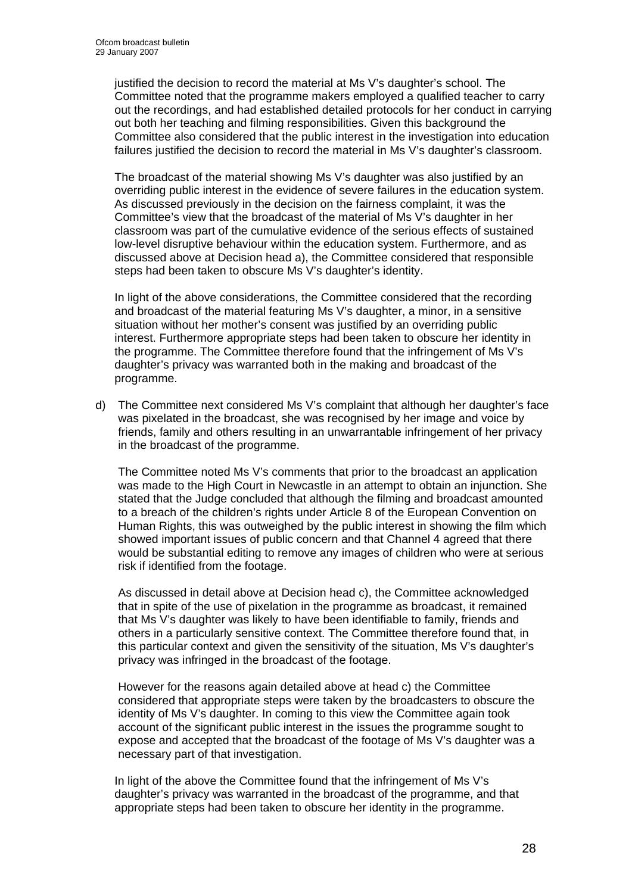justified the decision to record the material at Ms V's daughter's school. The Committee noted that the programme makers employed a qualified teacher to carry out the recordings, and had established detailed protocols for her conduct in carrying out both her teaching and filming responsibilities. Given this background the Committee also considered that the public interest in the investigation into education failures justified the decision to record the material in Ms V's daughter's classroom.

The broadcast of the material showing Ms V's daughter was also justified by an overriding public interest in the evidence of severe failures in the education system. As discussed previously in the decision on the fairness complaint, it was the Committee's view that the broadcast of the material of Ms V's daughter in her classroom was part of the cumulative evidence of the serious effects of sustained low-level disruptive behaviour within the education system. Furthermore, and as discussed above at Decision head a), the Committee considered that responsible steps had been taken to obscure Ms V's daughter's identity.

In light of the above considerations, the Committee considered that the recording and broadcast of the material featuring Ms V's daughter, a minor, in a sensitive situation without her mother's consent was justified by an overriding public interest. Furthermore appropriate steps had been taken to obscure her identity in the programme. The Committee therefore found that the infringement of Ms V's daughter's privacy was warranted both in the making and broadcast of the programme.

d) The Committee next considered Ms V's complaint that although her daughter's face was pixelated in the broadcast, she was recognised by her image and voice by friends, family and others resulting in an unwarrantable infringement of her privacy in the broadcast of the programme.

   The Committee noted Ms V's comments that prior to the broadcast an application was made to the High Court in Newcastle in an attempt to obtain an injunction. She stated that the Judge concluded that although the filming and broadcast amounted to a breach of the children's rights under Article 8 of the European Convention on Human Rights, this was outweighed by the public interest in showing the film which showed important issues of public concern and that Channel 4 agreed that there would be substantial editing to remove any images of children who were at serious risk if identified from the footage.

   As discussed in detail above at Decision head c), the Committee acknowledged that in spite of the use of pixelation in the programme as broadcast, it remained that Ms V's daughter was likely to have been identifiable to family, friends and others in a particularly sensitive context. The Committee therefore found that, in this particular context and given the sensitivity of the situation, Ms V's daughter's privacy was infringed in the broadcast of the footage.

   However for the reasons again detailed above at head c) the Committee considered that appropriate steps were taken by the broadcasters to obscure the identity of Ms V's daughter. In coming to this view the Committee again took account of the significant public interest in the issues the programme sought to expose and accepted that the broadcast of the footage of Ms V's daughter was a necessary part of that investigation.

In light of the above the Committee found that the infringement of Ms V's daughter's privacy was warranted in the broadcast of the programme, and that appropriate steps had been taken to obscure her identity in the programme.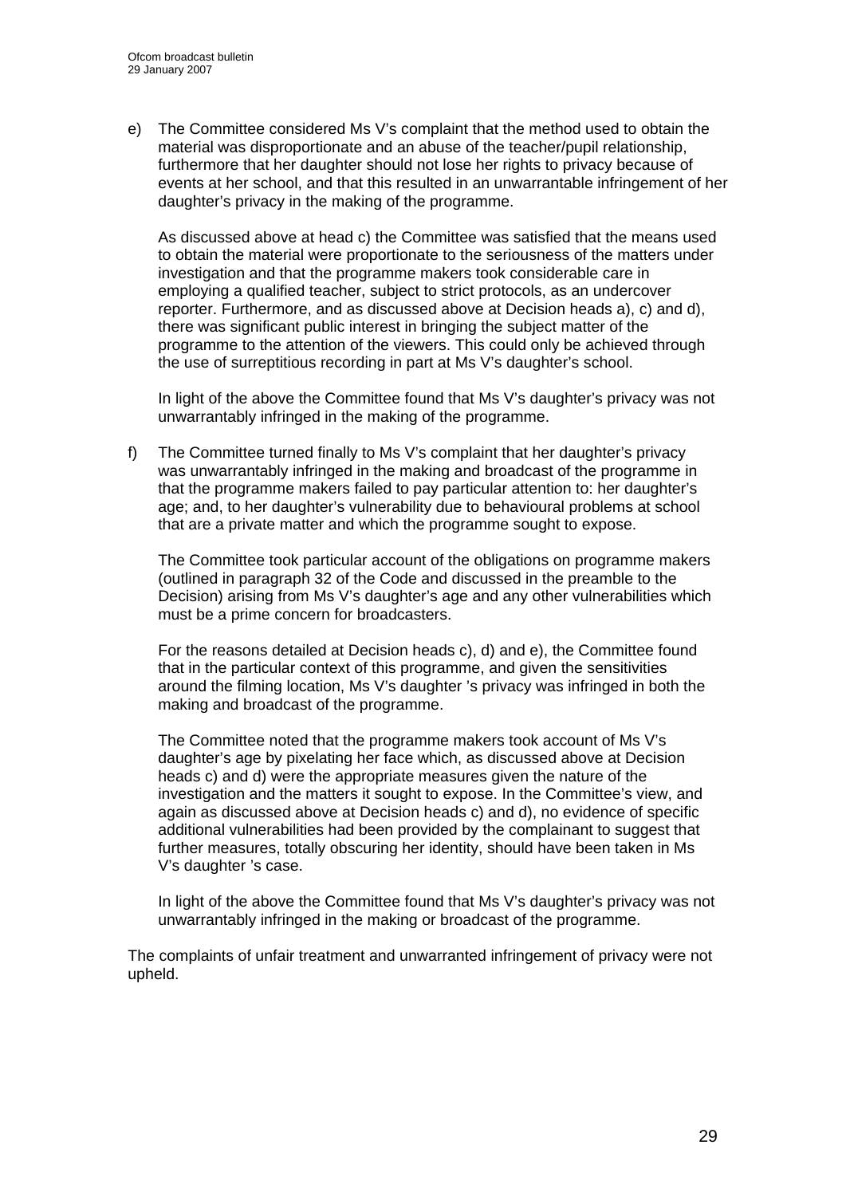e) The Committee considered Ms V's complaint that the method used to obtain the material was disproportionate and an abuse of the teacher/pupil relationship, furthermore that her daughter should not lose her rights to privacy because of events at her school, and that this resulted in an unwarrantable infringement of her daughter's privacy in the making of the programme.

   As discussed above at head c) the Committee was satisfied that the means used to obtain the material were proportionate to the seriousness of the matters under investigation and that the programme makers took considerable care in employing a qualified teacher, subject to strict protocols, as an undercover reporter. Furthermore, and as discussed above at Decision heads a), c) and d), there was significant public interest in bringing the subject matter of the programme to the attention of the viewers. This could only be achieved through the use of surreptitious recording in part at Ms V's daughter's school.

   In light of the above the Committee found that Ms V's daughter's privacy was not unwarrantably infringed in the making of the programme.

f) The Committee turned finally to Ms V's complaint that her daughter's privacy was unwarrantably infringed in the making and broadcast of the programme in that the programme makers failed to pay particular attention to: her daughter's age; and, to her daughter's vulnerability due to behavioural problems at school that are a private matter and which the programme sought to expose.

   The Committee took particular account of the obligations on programme makers (outlined in paragraph 32 of the Code and discussed in the preamble to the Decision) arising from Ms V's daughter's age and any other vulnerabilities which must be a prime concern for broadcasters.

   For the reasons detailed at Decision heads c), d) and e), the Committee found that in the particular context of this programme, and given the sensitivities around the filming location, Ms V's daughter 's privacy was infringed in both the making and broadcast of the programme.

   The Committee noted that the programme makers took account of Ms V's daughter's age by pixelating her face which, as discussed above at Decision heads c) and d) were the appropriate measures given the nature of the investigation and the matters it sought to expose. In the Committee's view, and again as discussed above at Decision heads c) and d), no evidence of specific additional vulnerabilities had been provided by the complainant to suggest that further measures, totally obscuring her identity, should have been taken in Ms V's daughter 's case.

   In light of the above the Committee found that Ms V's daughter's privacy was not unwarrantably infringed in the making or broadcast of the programme.

The complaints of unfair treatment and unwarranted infringement of privacy were not upheld.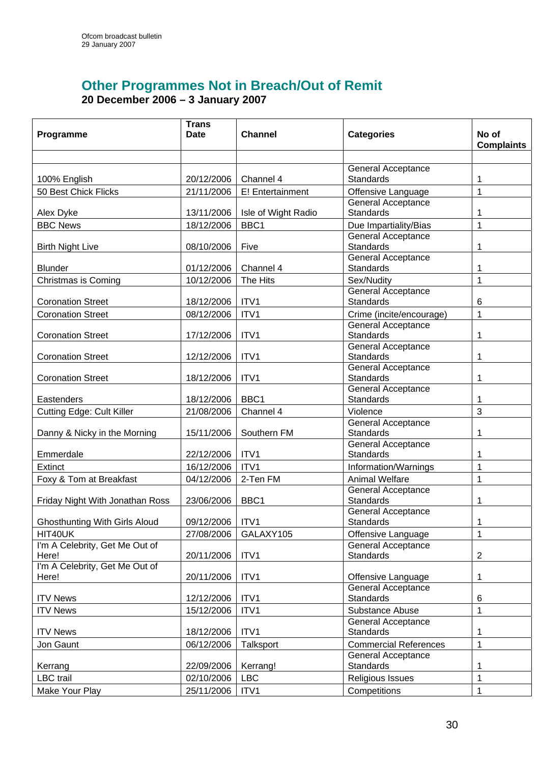## Other Programmes Not in Breach/Out of Remit

**20 December 2006 – 3 January 2007**

| Programme | Trans Date | Channel | Categories | No of Complaints |
|---|---|---|---|---|
| | | | | |
| 100% English | 20/12/2006 | Channel 4 | General Acceptance Standards | 1 |
| 50 Best Chick Flicks | 21/11/2006 | E! Entertainment | Offensive Language | 1 |
| Alex Dyke | 13/11/2006 | Isle of Wight Radio | General Acceptance Standards | 1 |
| BBC News | 18/12/2006 | BBC1 | Due Impartiality/Bias | 1 |
| Birth Night Live | 08/10/2006 | Five | General Acceptance Standards | 1 |
| Blunder | 01/12/2006 | Channel 4 | General Acceptance Standards | 1 |
| Christmas is Coming | 10/12/2006 | The Hits | Sex/Nudity | 1 |
| Coronation Street | 18/12/2006 | ITV1 | General Acceptance Standards | 6 |
| Coronation Street | 08/12/2006 | ITV1 | Crime (incite/encourage) | 1 |
| Coronation Street | 17/12/2006 | ITV1 | General Acceptance Standards | 1 |
| Coronation Street | 12/12/2006 | ITV1 | General Acceptance Standards | 1 |
| Coronation Street | 18/12/2006 | ITV1 | General Acceptance Standards | 1 |
| Eastenders | 18/12/2006 | BBC1 | General Acceptance Standards | 1 |
| Cutting Edge: Cult Killer | 21/08/2006 | Channel 4 | Violence | 3 |
| Danny & Nicky in the Morning | 15/11/2006 | Southern FM | General Acceptance Standards | 1 |
| Emmerdale | 22/12/2006 | ITV1 | General Acceptance Standards | 1 |
| Extinct | 16/12/2006 | ITV1 | Information/Warnings | 1 |
| Foxy & Tom at Breakfast | 04/12/2006 | 2-Ten FM | Animal Welfare | 1 |
| Friday Night With Jonathan Ross | 23/06/2006 | BBC1 | General Acceptance Standards | 1 |
| Ghosthunting With Girls Aloud | 09/12/2006 | ITV1 | General Acceptance Standards | 1 |
| HIT40UK | 27/08/2006 | GALAXY105 | Offensive Language | 1 |
| I'm A Celebrity, Get Me Out of Here! | 20/11/2006 | ITV1 | General Acceptance Standards | 2 |
| I'm A Celebrity, Get Me Out of Here! | 20/11/2006 | ITV1 | Offensive Language | 1 |
| ITV News | 12/12/2006 | ITV1 | General Acceptance Standards | 6 |
| ITV News | 15/12/2006 | ITV1 | Substance Abuse | 1 |
| ITV News | 18/12/2006 | ITV1 | General Acceptance Standards | 1 |
| Jon Gaunt | 06/12/2006 | Talksport | Commercial References | 1 |
| Kerrang | 22/09/2006 | Kerrang! | General Acceptance Standards | 1 |
| LBC trail | 02/10/2006 | LBC | Religious Issues | 1 |
| Make Your Play | 25/11/2006 | ITV1 | Competitions | 1 |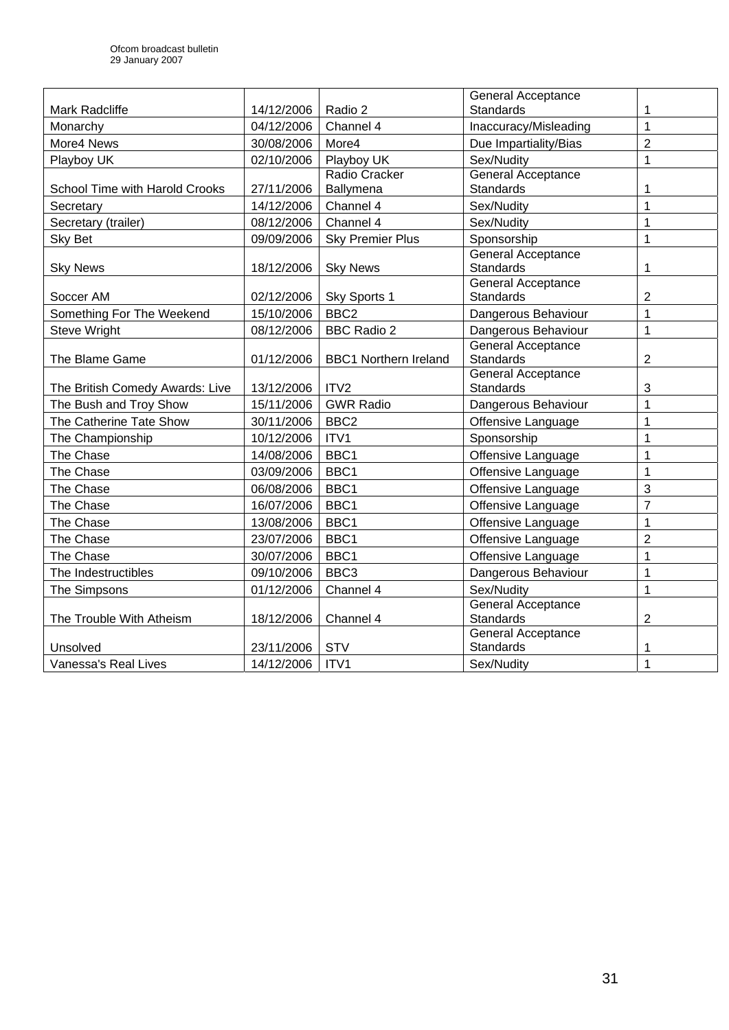| | | | | |
|---|---|---|---|---|
| Mark Radcliffe | 14/12/2006 | Radio 2 | General Acceptance Standards | 1 |
| Monarchy | 04/12/2006 | Channel 4 | Inaccuracy/Misleading | 1 |
| More4 News | 30/08/2006 | More4 | Due Impartiality/Bias | 2 |
| Playboy UK | 02/10/2006 | Playboy UK | Sex/Nudity | 1 |
| School Time with Harold Crooks | 27/11/2006 | Radio Cracker Ballymena | General Acceptance Standards | 1 |
| Secretary | 14/12/2006 | Channel 4 | Sex/Nudity | 1 |
| Secretary (trailer) | 08/12/2006 | Channel 4 | Sex/Nudity | 1 |
| Sky Bet | 09/09/2006 | Sky Premier Plus | Sponsorship | 1 |
| Sky News | 18/12/2006 | Sky News | General Acceptance Standards | 1 |
| Soccer AM | 02/12/2006 | Sky Sports 1 | General Acceptance Standards | 2 |
| Something For The Weekend | 15/10/2006 | BBC2 | Dangerous Behaviour | 1 |
| Steve Wright | 08/12/2006 | BBC Radio 2 | Dangerous Behaviour | 1 |
| The Blame Game | 01/12/2006 | BBC1 Northern Ireland | General Acceptance Standards | 2 |
| The British Comedy Awards: Live | 13/12/2006 | ITV2 | General Acceptance Standards | 3 |
| The Bush and Troy Show | 15/11/2006 | GWR Radio | Dangerous Behaviour | 1 |
| The Catherine Tate Show | 30/11/2006 | BBC2 | Offensive Language | 1 |
| The Championship | 10/12/2006 | ITV1 | Sponsorship | 1 |
| The Chase | 14/08/2006 | BBC1 | Offensive Language | 1 |
| The Chase | 03/09/2006 | BBC1 | Offensive Language | 1 |
| The Chase | 06/08/2006 | BBC1 | Offensive Language | 3 |
| The Chase | 16/07/2006 | BBC1 | Offensive Language | 7 |
| The Chase | 13/08/2006 | BBC1 | Offensive Language | 1 |
| The Chase | 23/07/2006 | BBC1 | Offensive Language | 2 |
| The Chase | 30/07/2006 | BBC1 | Offensive Language | 1 |
| The Indestructibles | 09/10/2006 | BBC3 | Dangerous Behaviour | 1 |
| The Simpsons | 01/12/2006 | Channel 4 | Sex/Nudity | 1 |
| The Trouble With Atheism | 18/12/2006 | Channel 4 | General Acceptance Standards | 2 |
| Unsolved | 23/11/2006 | STV | General Acceptance Standards | 1 |
| Vanessa's Real Lives | 14/12/2006 | ITV1 | Sex/Nudity | 1 |